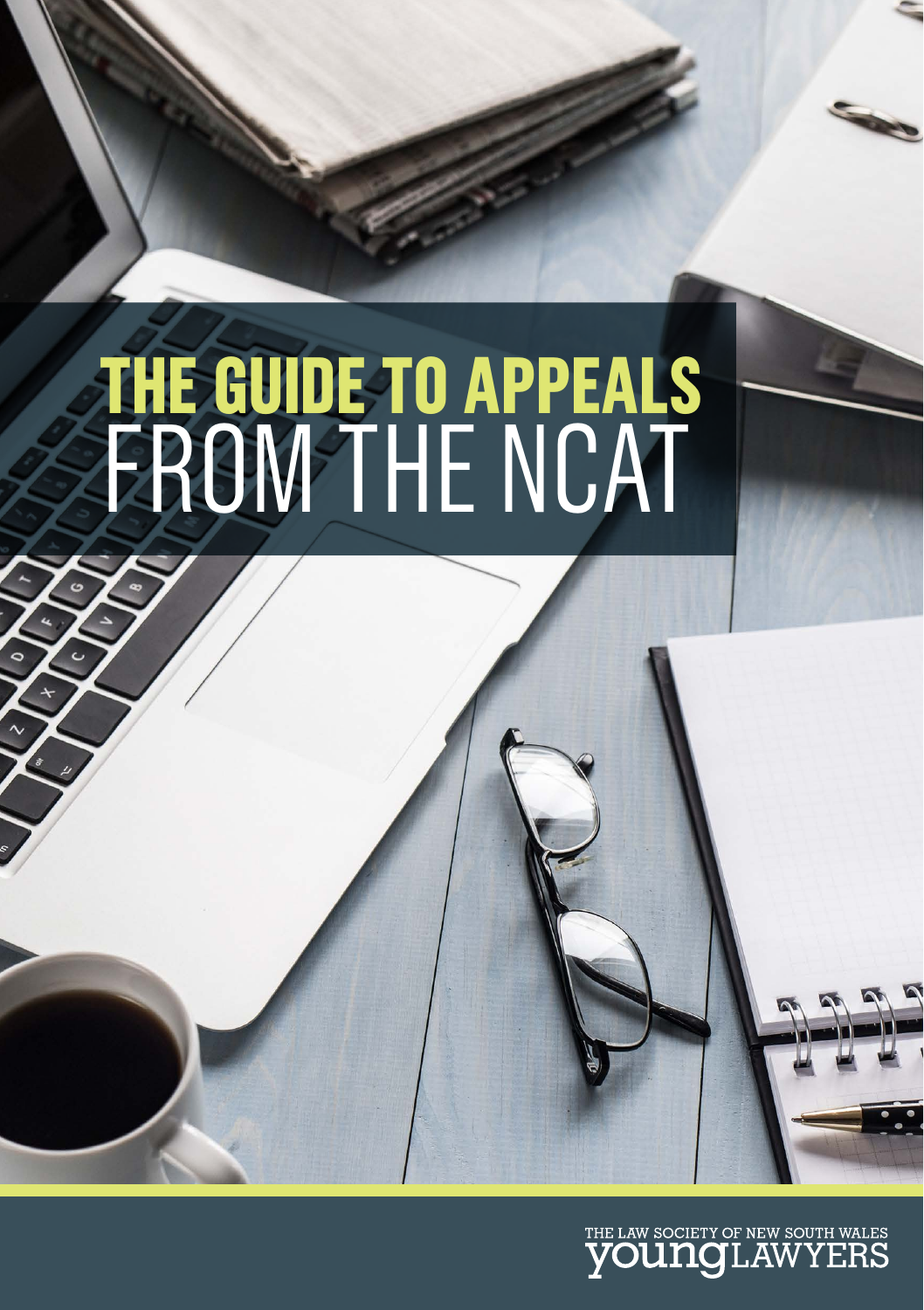# THE GUIDE TO APPEALS FROM THE NCAT

THE LAW SOCIETY OF NEW SOUTH WALES
YOUNG LAWYERS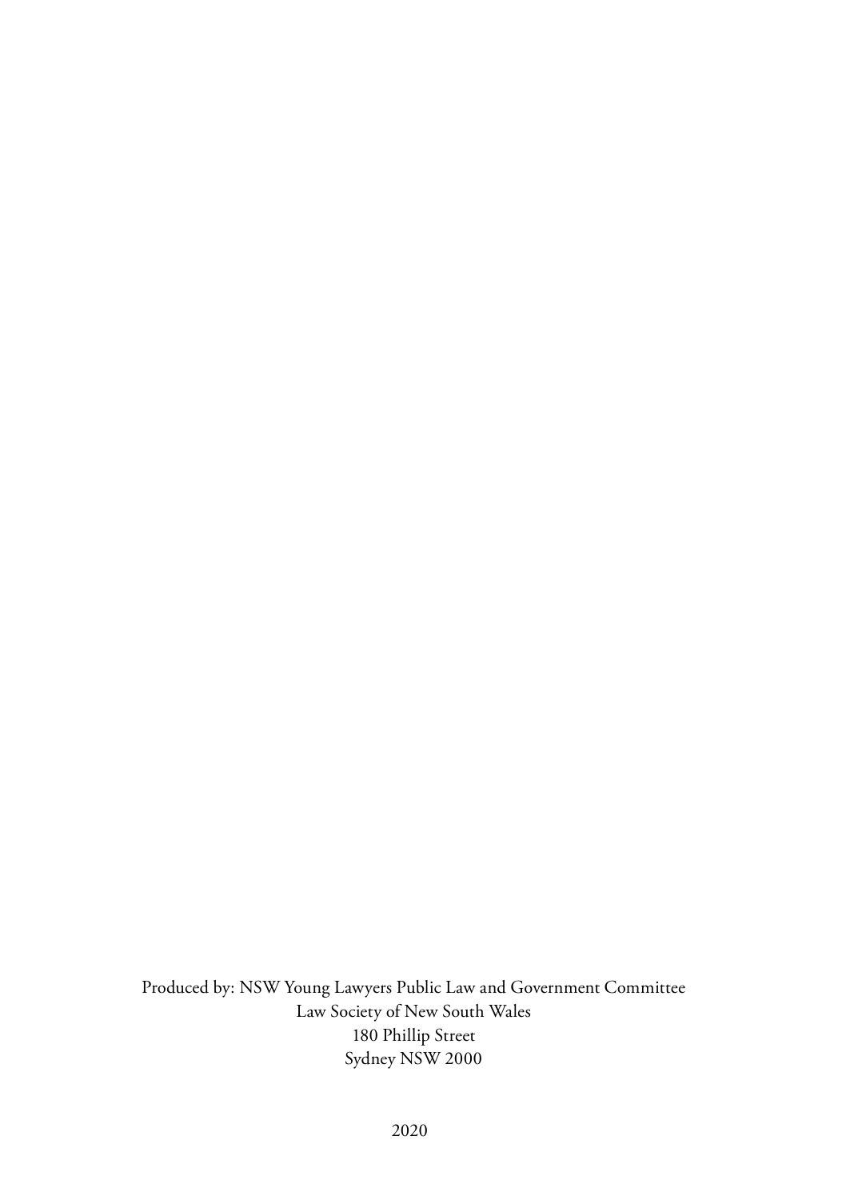Produced by: NSW Young Lawyers Public Law and Government Committee
Law Society of New South Wales
180 Phillip Street
Sydney NSW 2000

2020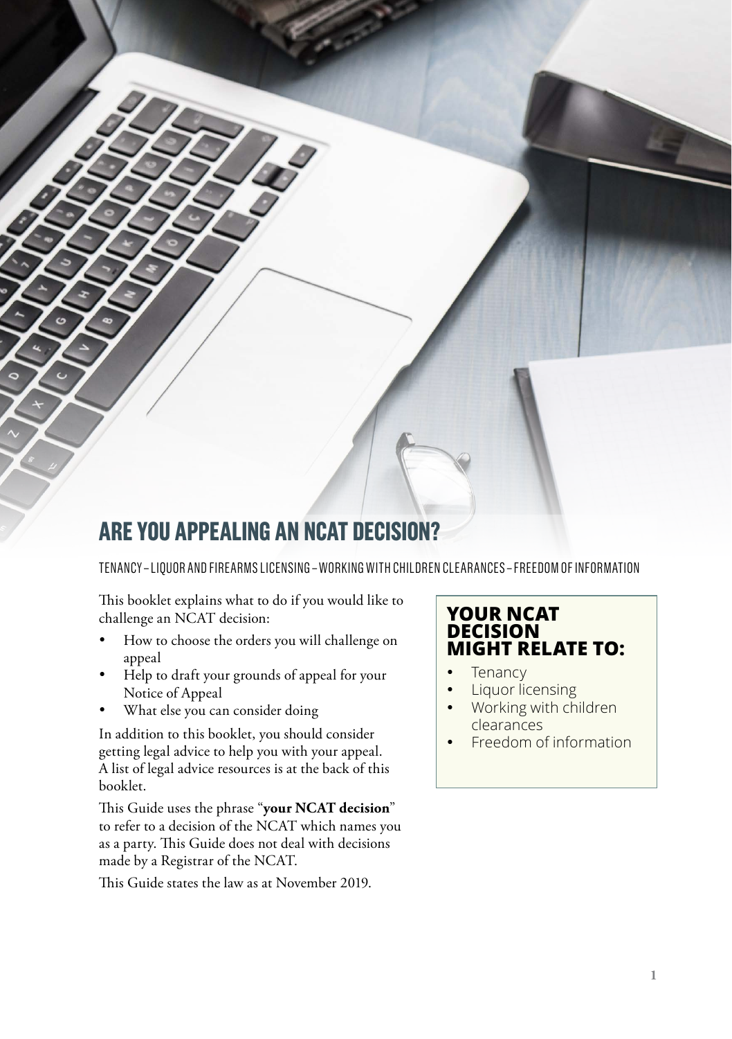# ARE YOU APPEALING AN NCAT DECISION?

TENANCY – LIQUOR AND FIREARMS LICENSING – WORKING WITH CHILDREN CLEARANCES – FREEDOM OF INFORMATION

This booklet explains what to do if you would like to challenge an NCAT decision:

- How to choose the orders you will challenge on appeal
- Help to draft your grounds of appeal for your Notice of Appeal
- What else you can consider doing

In addition to this booklet, you should consider getting legal advice to help you with your appeal. A list of legal advice resources is at the back of this booklet.

This Guide uses the phrase "**your NCAT decision**" to refer to a decision of the NCAT which names you as a party. This Guide does not deal with decisions made by a Registrar of the NCAT.

This Guide states the law as at November 2019.

## YOUR NCAT DECISION MIGHT RELATE TO:

- Tenancy
- Liquor licensing
- Working with children clearances
- Freedom of information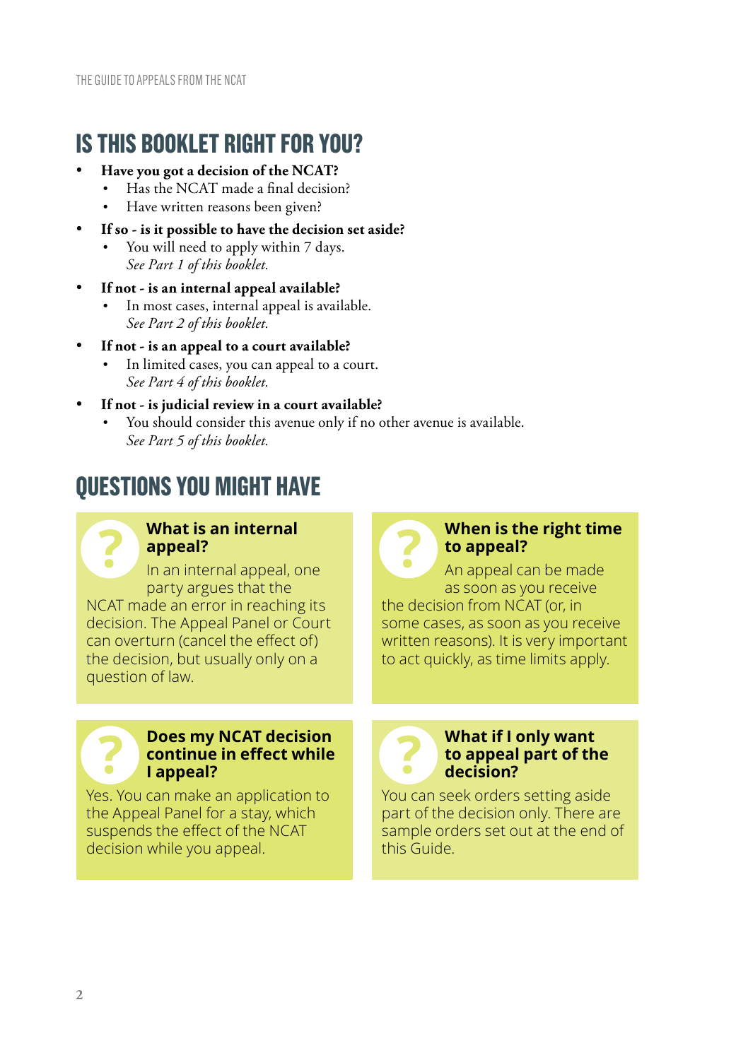## IS THIS BOOKLET RIGHT FOR YOU?

- **Have you got a decision of the NCAT?**
  - Has the NCAT made a final decision?
  - Have written reasons been given?
- **If so - is it possible to have the decision set aside?**
  - You will need to apply within 7 days.
    *See Part 1 of this booklet.*
- **If not - is an internal appeal available?**
  - In most cases, internal appeal is available.
    *See Part 2 of this booklet.*
- **If not - is an appeal to a court available?**
  - In limited cases, you can appeal to a court.
    *See Part 4 of this booklet.*
- **If not - is judicial review in a court available?**
  - You should consider this avenue only if no other avenue is available.
    *See Part 5 of this booklet.*

## QUESTIONS YOU MIGHT HAVE

### What is an internal appeal?

In an internal appeal, one party argues that the NCAT made an error in reaching its decision. The Appeal Panel or Court can overturn (cancel the effect of) the decision, but usually only on a question of law.

### When is the right time to appeal?

An appeal can be made as soon as you receive the decision from NCAT (or, in some cases, as soon as you receive written reasons). It is very important to act quickly, as time limits apply.

### Does my NCAT decision continue in effect while I appeal?

Yes. You can make an application to the Appeal Panel for a stay, which suspends the effect of the NCAT decision while you appeal.

### What if I only want to appeal part of the decision?

You can seek orders setting aside part of the decision only. There are sample orders set out at the end of this Guide.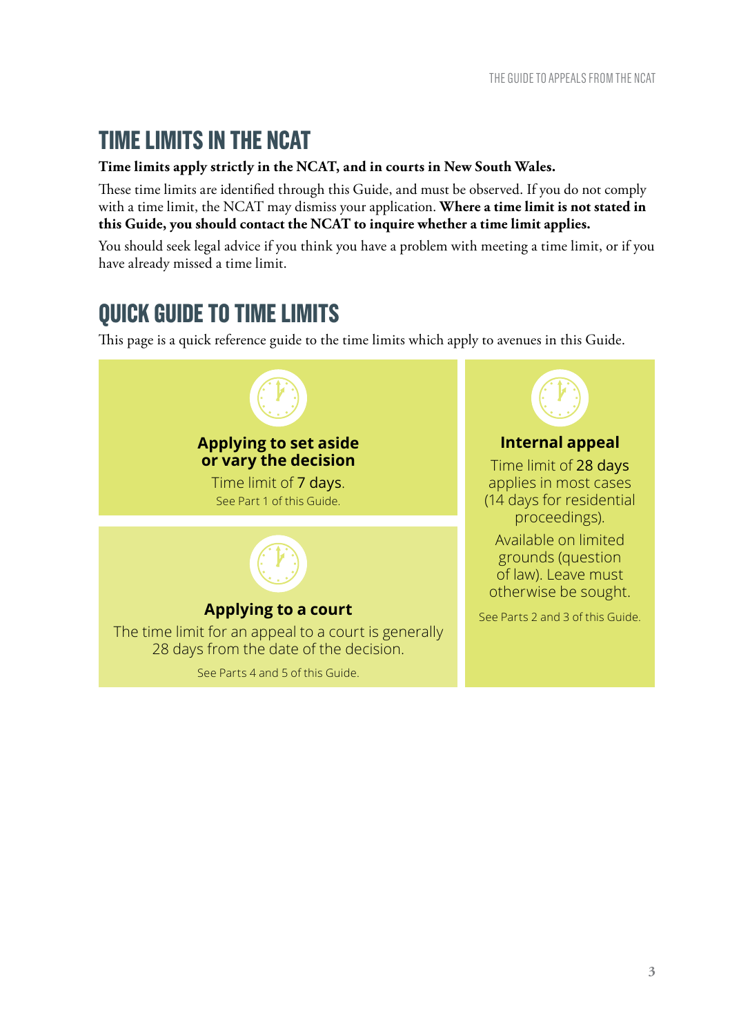## TIME LIMITS IN THE NCAT

**Time limits apply strictly in the NCAT, and in courts in New South Wales.**

These time limits are identified through this Guide, and must be observed. If you do not comply with a time limit, the NCAT may dismiss your application. **Where a time limit is not stated in this Guide, you should contact the NCAT to inquire whether a time limit applies.**

You should seek legal advice if you think you have a problem with meeting a time limit, or if you have already missed a time limit.

## QUICK GUIDE TO TIME LIMITS

This page is a quick reference guide to the time limits which apply to avenues in this Guide.

### Applying to set aside or vary the decision

Time limit of 7 days.

See Part 1 of this Guide.

### Applying to a court

The time limit for an appeal to a court is generally 28 days from the date of the decision.

See Parts 4 and 5 of this Guide.

### Internal appeal

Time limit of 28 days applies in most cases (14 days for residential proceedings).

Available on limited grounds (question of law). Leave must otherwise be sought.

See Parts 2 and 3 of this Guide.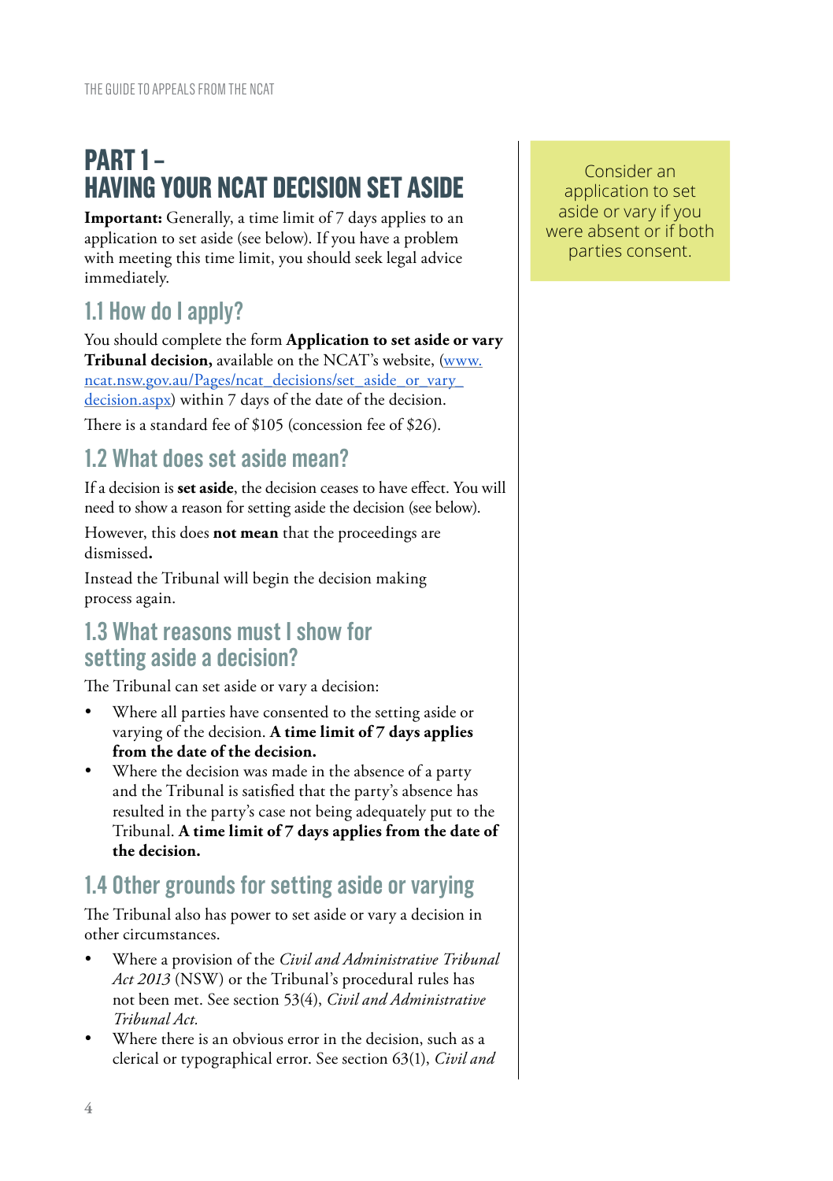# PART 1 – HAVING YOUR NCAT DECISION SET ASIDE

**Important:** Generally, a time limit of 7 days applies to an application to set aside (see below). If you have a problem with meeting this time limit, you should seek legal advice immediately.

## 1.1 How do I apply?

You should complete the form **Application to set aside or vary Tribunal decision,** available on the NCAT's website, (www.ncat.nsw.gov.au/Pages/ncat_decisions/set_aside_or_vary_decision.aspx) within 7 days of the date of the decision.

There is a standard fee of $105 (concession fee of $26).

## 1.2 What does set aside mean?

If a decision is **set aside**, the decision ceases to have effect. You will need to show a reason for setting aside the decision (see below).

However, this does **not mean** that the proceedings are dismissed**.**

Instead the Tribunal will begin the decision making process again.

## 1.3 What reasons must I show for setting aside a decision?

The Tribunal can set aside or vary a decision:

- Where all parties have consented to the setting aside or varying of the decision. **A time limit of 7 days applies from the date of the decision.**
- Where the decision was made in the absence of a party and the Tribunal is satisfied that the party's absence has resulted in the party's case not being adequately put to the Tribunal. **A time limit of 7 days applies from the date of the decision.**

## 1.4 Other grounds for setting aside or varying

The Tribunal also has power to set aside or vary a decision in other circumstances.

- Where a provision of the *Civil and Administrative Tribunal Act 2013* (NSW) or the Tribunal's procedural rules has not been met. See section 53(4), *Civil and Administrative Tribunal Act.*
- Where there is an obvious error in the decision, such as a clerical or typographical error. See section 63(1), *Civil and*

Consider an application to set aside or vary if you were absent or if both parties consent.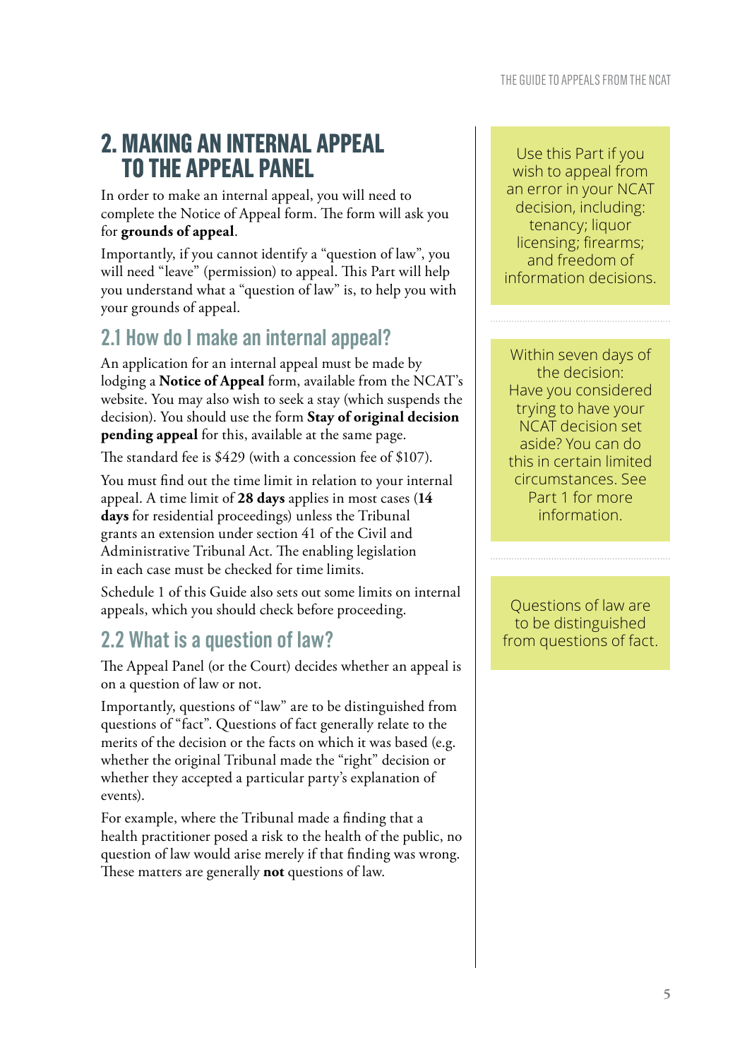## 2. MAKING AN INTERNAL APPEAL TO THE APPEAL PANEL

In order to make an internal appeal, you will need to complete the Notice of Appeal form. The form will ask you for **grounds of appeal**.

Importantly, if you cannot identify a "question of law", you will need "leave" (permission) to appeal. This Part will help you understand what a "question of law" is, to help you with your grounds of appeal.

### 2.1 How do I make an internal appeal?

An application for an internal appeal must be made by lodging a **Notice of Appeal** form, available from the NCAT's website. You may also wish to seek a stay (which suspends the decision). You should use the form **Stay of original decision pending appeal** for this, available at the same page.

The standard fee is $429 (with a concession fee of $107).

You must find out the time limit in relation to your internal appeal. A time limit of **28 days** applies in most cases (**14 days** for residential proceedings) unless the Tribunal grants an extension under section 41 of the Civil and Administrative Tribunal Act. The enabling legislation in each case must be checked for time limits.

Schedule 1 of this Guide also sets out some limits on internal appeals, which you should check before proceeding.

### 2.2 What is a question of law?

The Appeal Panel (or the Court) decides whether an appeal is on a question of law or not.

Importantly, questions of "law" are to be distinguished from questions of "fact". Questions of fact generally relate to the merits of the decision or the facts on which it was based (e.g. whether the original Tribunal made the "right" decision or whether they accepted a particular party's explanation of events).

For example, where the Tribunal made a finding that a health practitioner posed a risk to the health of the public, no question of law would arise merely if that finding was wrong. These matters are generally **not** questions of law.

Use this Part if you wish to appeal from an error in your NCAT decision, including: tenancy; liquor licensing; firearms; and freedom of information decisions.

Within seven days of the decision: Have you considered trying to have your NCAT decision set aside? You can do this in certain limited circumstances. See Part 1 for more information.

Questions of law are to be distinguished from questions of fact.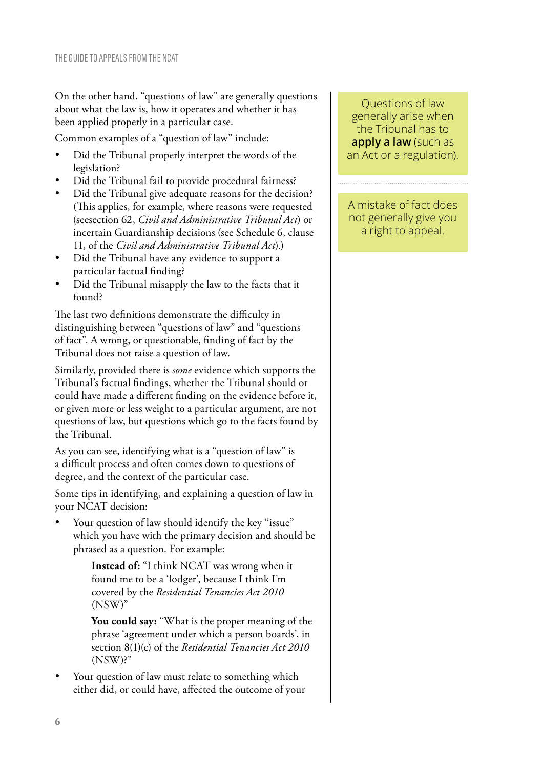On the other hand, "questions of law" are generally questions about what the law is, how it operates and whether it has been applied properly in a particular case.

Common examples of a "question of law" include:

- Did the Tribunal properly interpret the words of the legislation?
- Did the Tribunal fail to provide procedural fairness?
- Did the Tribunal give adequate reasons for the decision? (This applies, for example, where reasons were requested (seesection 62, *Civil and Administrative Tribunal Act*) or incertain Guardianship decisions (see Schedule 6, clause 11, of the *Civil and Administrative Tribunal Act*).)
- Did the Tribunal have any evidence to support a particular factual finding?
- Did the Tribunal misapply the law to the facts that it found?

The last two definitions demonstrate the difficulty in distinguishing between "questions of law" and "questions of fact". A wrong, or questionable, finding of fact by the Tribunal does not raise a question of law.

Similarly, provided there is *some* evidence which supports the Tribunal's factual findings, whether the Tribunal should or could have made a different finding on the evidence before it, or given more or less weight to a particular argument, are not questions of law, but questions which go to the facts found by the Tribunal.

As you can see, identifying what is a "question of law" is a difficult process and often comes down to questions of degree, and the context of the particular case.

Some tips in identifying, and explaining a question of law in your NCAT decision:

- Your question of law should identify the key "issue" which you have with the primary decision and should be phrased as a question. For example:

  **Instead of:** "I think NCAT was wrong when it found me to be a 'lodger', because I think I'm covered by the *Residential Tenancies Act 2010* (NSW)"

  **You could say:** "What is the proper meaning of the phrase 'agreement under which a person boards', in section 8(1)(c) of the *Residential Tenancies Act 2010* (NSW)?"

- Your question of law must relate to something which either did, or could have, affected the outcome of your

> Questions of law generally arise when the Tribunal has to **apply a law** (such as an Act or a regulation).

> A mistake of fact does not generally give you a right to appeal.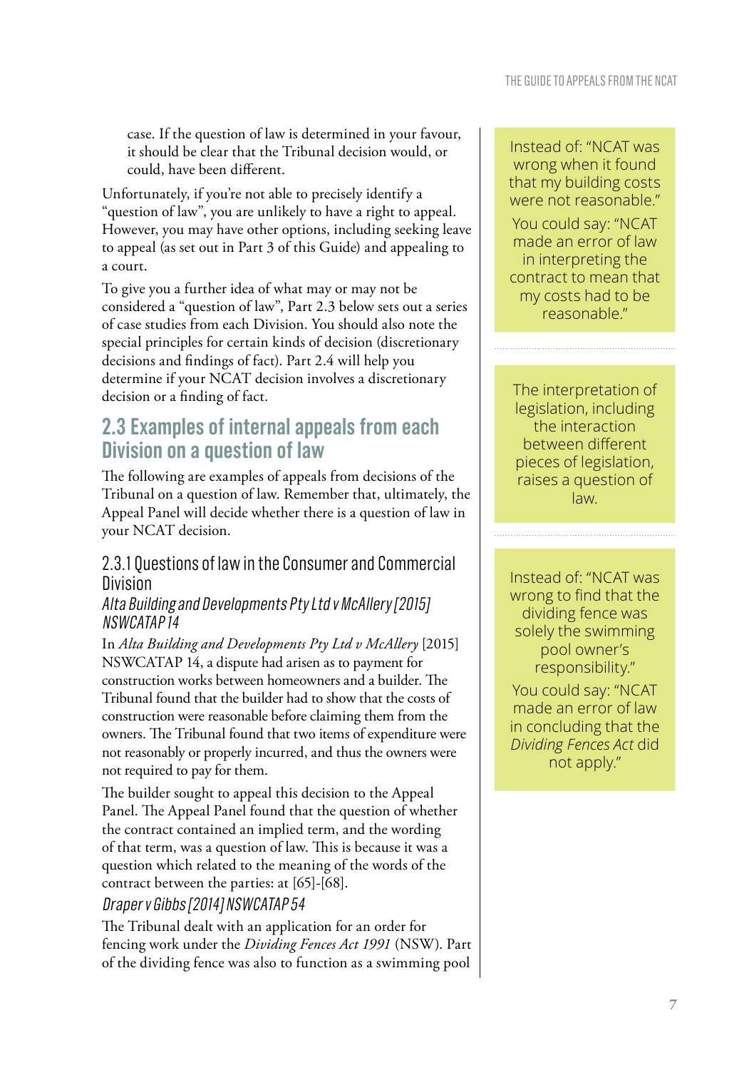case. If the question of law is determined in your favour, it should be clear that the Tribunal decision would, or could, have been different.

Unfortunately, if you're not able to precisely identify a "question of law", you are unlikely to have a right to appeal. However, you may have other options, including seeking leave to appeal (as set out in Part 3 of this Guide) and appealing to a court.

To give you a further idea of what may or may not be considered a "question of law", Part 2.3 below sets out a series of case studies from each Division. You should also note the special principles for certain kinds of decision (discretionary decisions and findings of fact). Part 2.4 will help you determine if your NCAT decision involves a discretionary decision or a finding of fact.

## 2.3 Examples of internal appeals from each Division on a question of law

The following are examples of appeals from decisions of the Tribunal on a question of law. Remember that, ultimately, the Appeal Panel will decide whether there is a question of law in your NCAT decision.

### 2.3.1 Questions of law in the Consumer and Commercial Division

#### *Alta Building and Developments Pty Ltd v McAllery [2015] NSWCATAP 14*

In *Alta Building and Developments Pty Ltd v McAllery* [2015] NSWCATAP 14, a dispute had arisen as to payment for construction works between homeowners and a builder. The Tribunal found that the builder had to show that the costs of construction were reasonable before claiming them from the owners. The Tribunal found that two items of expenditure were not reasonably or properly incurred, and thus the owners were not required to pay for them.

The builder sought to appeal this decision to the Appeal Panel. The Appeal Panel found that the question of whether the contract contained an implied term, and the wording of that term, was a question of law. This is because it was a question which related to the meaning of the words of the contract between the parties: at [65]-[68].

#### *Draper v Gibbs [2014] NSWCATAP 54*

The Tribunal dealt with an application for an order for fencing work under the *Dividing Fences Act 1991* (NSW). Part of the dividing fence was also to function as a swimming pool

> Instead of: "NCAT was wrong when it found that my building costs were not reasonable."
>
> You could say: "NCAT made an error of law in interpreting the contract to mean that my costs had to be reasonable."

> The interpretation of legislation, including the interaction between different pieces of legislation, raises a question of law.

> Instead of: "NCAT was wrong to find that the dividing fence was solely the swimming pool owner's responsibility."
>
> You could say: "NCAT made an error of law in concluding that the *Dividing Fences Act* did not apply."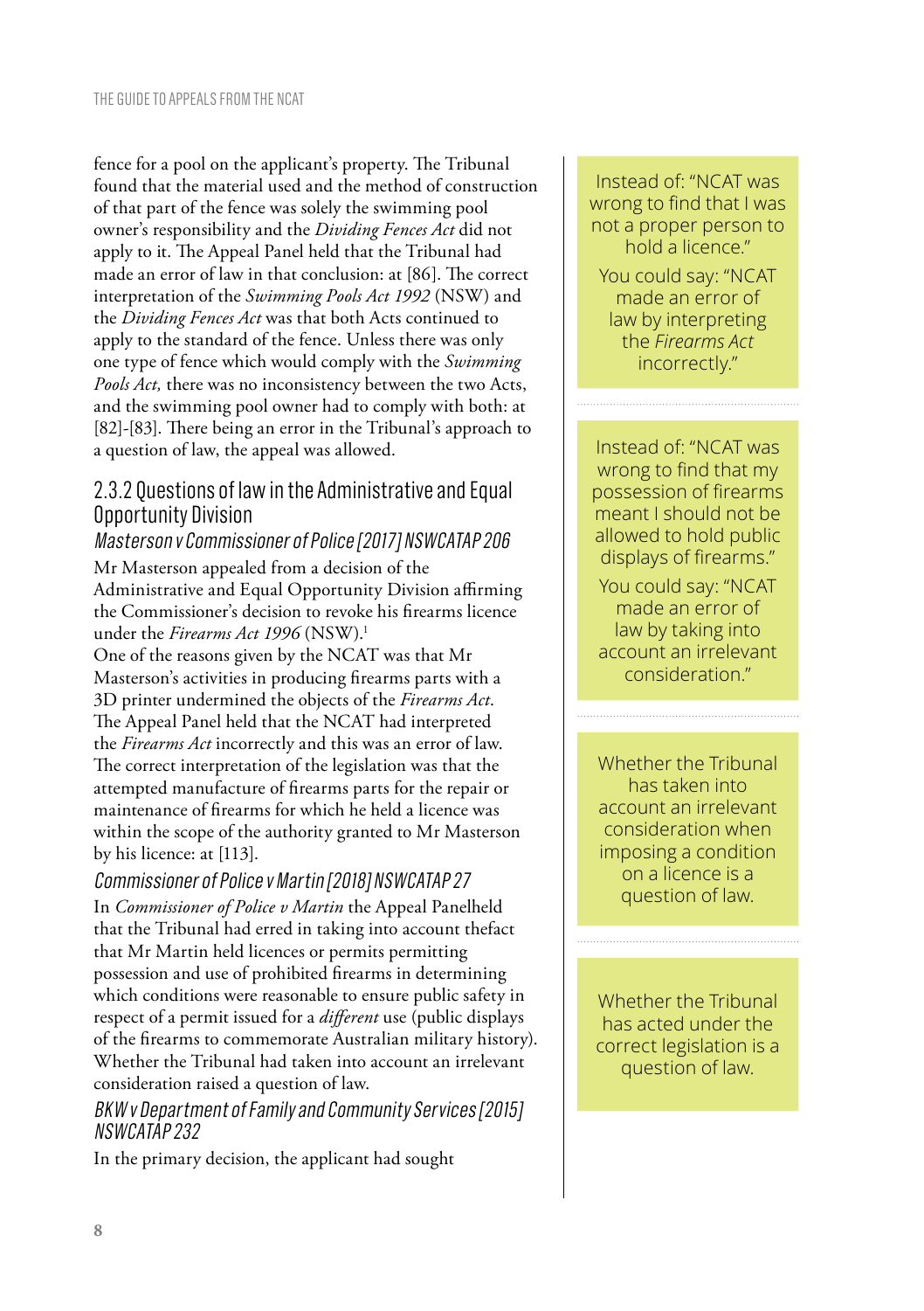fence for a pool on the applicant's property. The Tribunal found that the material used and the method of construction of that part of the fence was solely the swimming pool owner's responsibility and the *Dividing Fences Act* did not apply to it. The Appeal Panel held that the Tribunal had made an error of law in that conclusion: at [86]. The correct interpretation of the *Swimming Pools Act 1992* (NSW) and the *Dividing Fences Act* was that both Acts continued to apply to the standard of the fence. Unless there was only one type of fence which would comply with the *Swimming Pools Act,* there was no inconsistency between the two Acts, and the swimming pool owner had to comply with both: at [82]-[83]. There being an error in the Tribunal's approach to a question of law, the appeal was allowed.

### 2.3.2 Questions of law in the Administrative and Equal Opportunity Division

#### *Masterson v Commissioner of Police [2017] NSWCATAP 206*

Mr Masterson appealed from a decision of the Administrative and Equal Opportunity Division affirming the Commissioner's decision to revoke his firearms licence under the *Firearms Act 1996* (NSW).[1]

One of the reasons given by the NCAT was that Mr Masterson's activities in producing firearms parts with a 3D printer undermined the objects of the *Firearms Act*. The Appeal Panel held that the NCAT had interpreted the *Firearms Act* incorrectly and this was an error of law. The correct interpretation of the legislation was that the attempted manufacture of firearms parts for the repair or maintenance of firearms for which he held a licence was within the scope of the authority granted to Mr Masterson by his licence: at [113].

#### *Commissioner of Police v Martin [2018] NSWCATAP 27*

In *Commissioner of Police v Martin* the Appeal Panelheld that the Tribunal had erred in taking into account thefact that Mr Martin held licences or permits permitting possession and use of prohibited firearms in determining which conditions were reasonable to ensure public safety in respect of a permit issued for a *different* use (public displays of the firearms to commemorate Australian military history). Whether the Tribunal had taken into account an irrelevant consideration raised a question of law.

#### *BKW v Department of Family and Community Services [2015] NSWCATAP 232*

In the primary decision, the applicant had sought

> Instead of: "NCAT was wrong to find that I was not a proper person to hold a licence."
>
> You could say: "NCAT made an error of law by interpreting the *Firearms Act* incorrectly."

> Instead of: "NCAT was wrong to find that my possession of firearms meant I should not be allowed to hold public displays of firearms."
>
> You could say: "NCAT made an error of law by taking into account an irrelevant consideration."

> Whether the Tribunal has taken into account an irrelevant consideration when imposing a condition on a licence is a question of law.

> Whether the Tribunal has acted under the correct legislation is a question of law.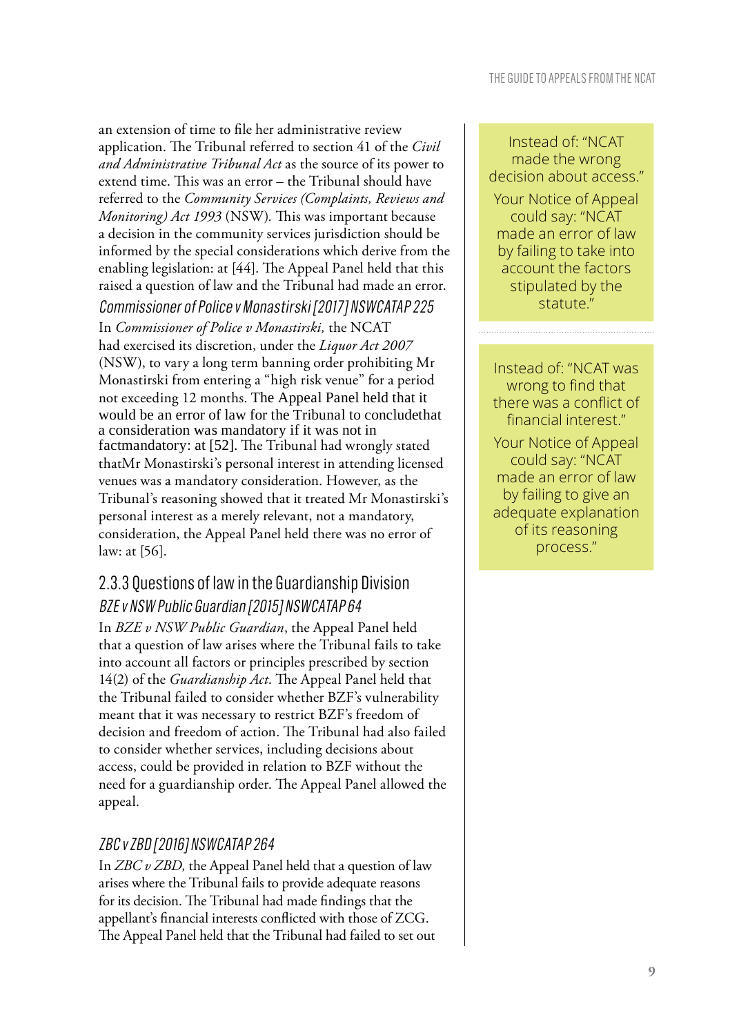an extension of time to file her administrative review application. The Tribunal referred to section 41 of the *Civil and Administrative Tribunal Act* as the source of its power to extend time. This was an error – the Tribunal should have referred to the *Community Services (Complaints, Reviews and Monitoring) Act 1993* (NSW). This was important because a decision in the community services jurisdiction should be informed by the special considerations which derive from the enabling legislation: at [44]. The Appeal Panel held that this raised a question of law and the Tribunal had made an error.

*Commissioner of Police v Monastirski [2017] NSWCATAP 225*

In *Commissioner of Police v Monastirski,* the NCAT had exercised its discretion, under the *Liquor Act 2007* (NSW), to vary a long term banning order prohibiting Mr Monastirski from entering a "high risk venue" for a period not exceeding 12 months. The Appeal Panel held that it would be an error of law for the Tribunal to concludethat a consideration was mandatory if it was not in factmandatory: at [52]. The Tribunal had wrongly stated thatMr Monastirski's personal interest in attending licensed venues was a mandatory consideration. However, as the Tribunal's reasoning showed that it treated Mr Monastirski's personal interest as a merely relevant, not a mandatory, consideration, the Appeal Panel held there was no error of law: at [56].

Instead of: "NCAT made the wrong decision about access."

Your Notice of Appeal could say: "NCAT made an error of law by failing to take into account the factors stipulated by the statute."

Instead of: "NCAT was wrong to find that there was a conflict of financial interest."

Your Notice of Appeal could say: "NCAT made an error of law by failing to give an adequate explanation of its reasoning process."

## 2.3.3 Questions of law in the Guardianship Division

*BZE v NSW Public Guardian [2015] NSWCATAP 64*

In *BZE v NSW Public Guardian*, the Appeal Panel held that a question of law arises where the Tribunal fails to take into account all factors or principles prescribed by section 14(2) of the *Guardianship Act.* The Appeal Panel held that the Tribunal failed to consider whether BZF's vulnerability meant that it was necessary to restrict BZF's freedom of decision and freedom of action. The Tribunal had also failed to consider whether services, including decisions about access, could be provided in relation to BZF without the need for a guardianship order. The Appeal Panel allowed the appeal.

*ZBC v ZBD [2016] NSWCATAP 264*

In *ZBC v ZBD,* the Appeal Panel held that a question of law arises where the Tribunal fails to provide adequate reasons for its decision. The Tribunal had made findings that the appellant's financial interests conflicted with those of ZCG. The Appeal Panel held that the Tribunal had failed to set out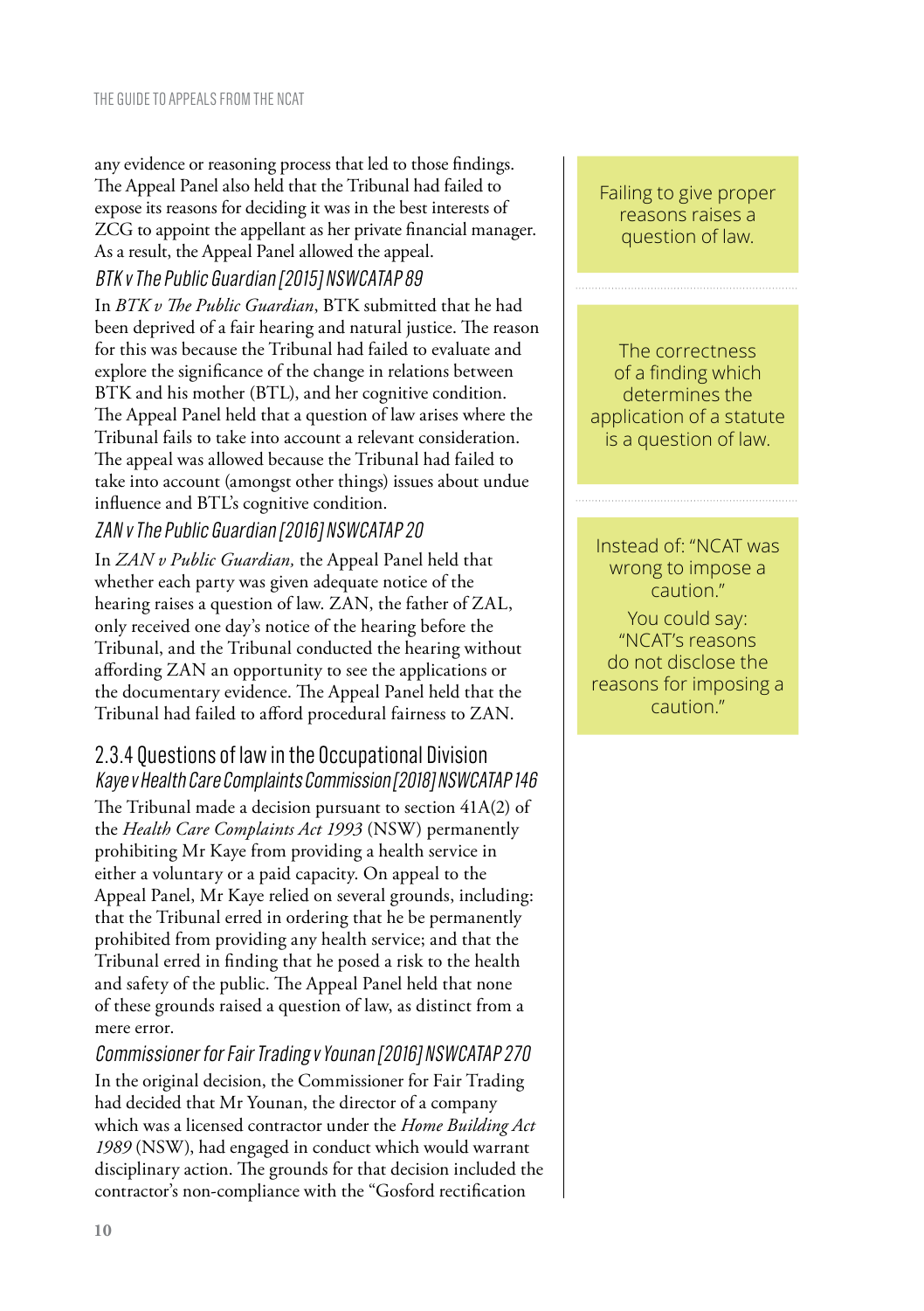any evidence or reasoning process that led to those findings. The Appeal Panel also held that the Tribunal had failed to expose its reasons for deciding it was in the best interests of ZCG to appoint the appellant as her private financial manager. As a result, the Appeal Panel allowed the appeal.

*BTK v The Public Guardian [2015] NSWCATAP 89*

In *BTK v The Public Guardian*, BTK submitted that he had been deprived of a fair hearing and natural justice. The reason for this was because the Tribunal had failed to evaluate and explore the significance of the change in relations between BTK and his mother (BTL), and her cognitive condition. The Appeal Panel held that a question of law arises where the Tribunal fails to take into account a relevant consideration. The appeal was allowed because the Tribunal had failed to take into account (amongst other things) issues about undue influence and BTL's cognitive condition.

*ZAN v The Public Guardian [2016] NSWCATAP 20*

In *ZAN v Public Guardian,* the Appeal Panel held that whether each party was given adequate notice of the hearing raises a question of law. ZAN, the father of ZAL, only received one day's notice of the hearing before the Tribunal, and the Tribunal conducted the hearing without affording ZAN an opportunity to see the applications or the documentary evidence. The Appeal Panel held that the Tribunal had failed to afford procedural fairness to ZAN.

> Failing to give proper reasons raises a question of law.

> The correctness of a finding which determines the application of a statute is a question of law.

> Instead of: "NCAT was wrong to impose a caution."
> You could say: "NCAT's reasons do not disclose the reasons for imposing a caution."

## 2.3.4 Questions of law in the Occupational Division

*Kaye v Health Care Complaints Commission [2018] NSWCATAP 146*

The Tribunal made a decision pursuant to section 41A(2) of the *Health Care Complaints Act 1993* (NSW) permanently prohibiting Mr Kaye from providing a health service in either a voluntary or a paid capacity. On appeal to the Appeal Panel, Mr Kaye relied on several grounds, including: that the Tribunal erred in ordering that he be permanently prohibited from providing any health service; and that the Tribunal erred in finding that he posed a risk to the health and safety of the public. The Appeal Panel held that none of these grounds raised a question of law, as distinct from a mere error.

*Commissioner for Fair Trading v Younan [2016] NSWCATAP 270*

In the original decision, the Commissioner for Fair Trading had decided that Mr Younan, the director of a company which was a licensed contractor under the *Home Building Act 1989* (NSW), had engaged in conduct which would warrant disciplinary action. The grounds for that decision included the contractor's non-compliance with the "Gosford rectification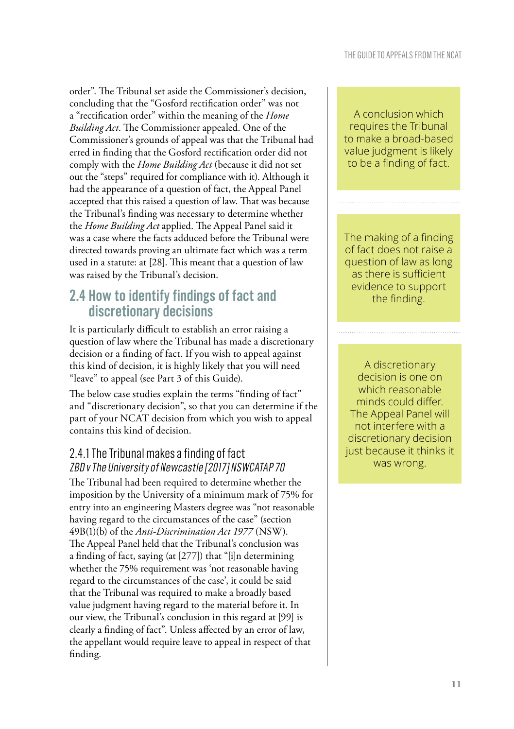order". The Tribunal set aside the Commissioner's decision, concluding that the "Gosford rectification order" was not a "rectification order" within the meaning of the *Home Building Act*. The Commissioner appealed. One of the Commissioner's grounds of appeal was that the Tribunal had erred in finding that the Gosford rectification order did not comply with the *Home Building Act* (because it did not set out the "steps" required for compliance with it). Although it had the appearance of a question of fact, the Appeal Panel accepted that this raised a question of law. That was because the Tribunal's finding was necessary to determine whether the *Home Building Act* applied. The Appeal Panel said it was a case where the facts adduced before the Tribunal were directed towards proving an ultimate fact which was a term used in a statute: at [28]. This meant that a question of law was raised by the Tribunal's decision.

## 2.4 How to identify findings of fact and discretionary decisions

It is particularly difficult to establish an error raising a question of law where the Tribunal has made a discretionary decision or a finding of fact. If you wish to appeal against this kind of decision, it is highly likely that you will need "leave" to appeal (see Part 3 of this Guide).

The below case studies explain the terms "finding of fact" and "discretionary decision", so that you can determine if the part of your NCAT decision from which you wish to appeal contains this kind of decision.

### 2.4.1 The Tribunal makes a finding of fact

*ZBD v The University of Newcastle [2017] NSWCATAP 70*

The Tribunal had been required to determine whether the imposition by the University of a minimum mark of 75% for entry into an engineering Masters degree was "not reasonable having regard to the circumstances of the case" (section 49B(1)(b) of the *Anti-Discrimination Act 1977* (NSW). The Appeal Panel held that the Tribunal's conclusion was a finding of fact, saying (at [277]) that "[i]n determining whether the 75% requirement was 'not reasonable having regard to the circumstances of the case', it could be said that the Tribunal was required to make a broadly based value judgment having regard to the material before it. In our view, the Tribunal's conclusion in this regard at [99] is clearly a finding of fact". Unless affected by an error of law, the appellant would require leave to appeal in respect of that finding.

> A conclusion which requires the Tribunal to make a broad-based value judgment is likely to be a finding of fact.

> The making of a finding of fact does not raise a question of law as long as there is sufficient evidence to support the finding.

> A discretionary decision is one on which reasonable minds could differ. The Appeal Panel will not interfere with a discretionary decision just because it thinks it was wrong.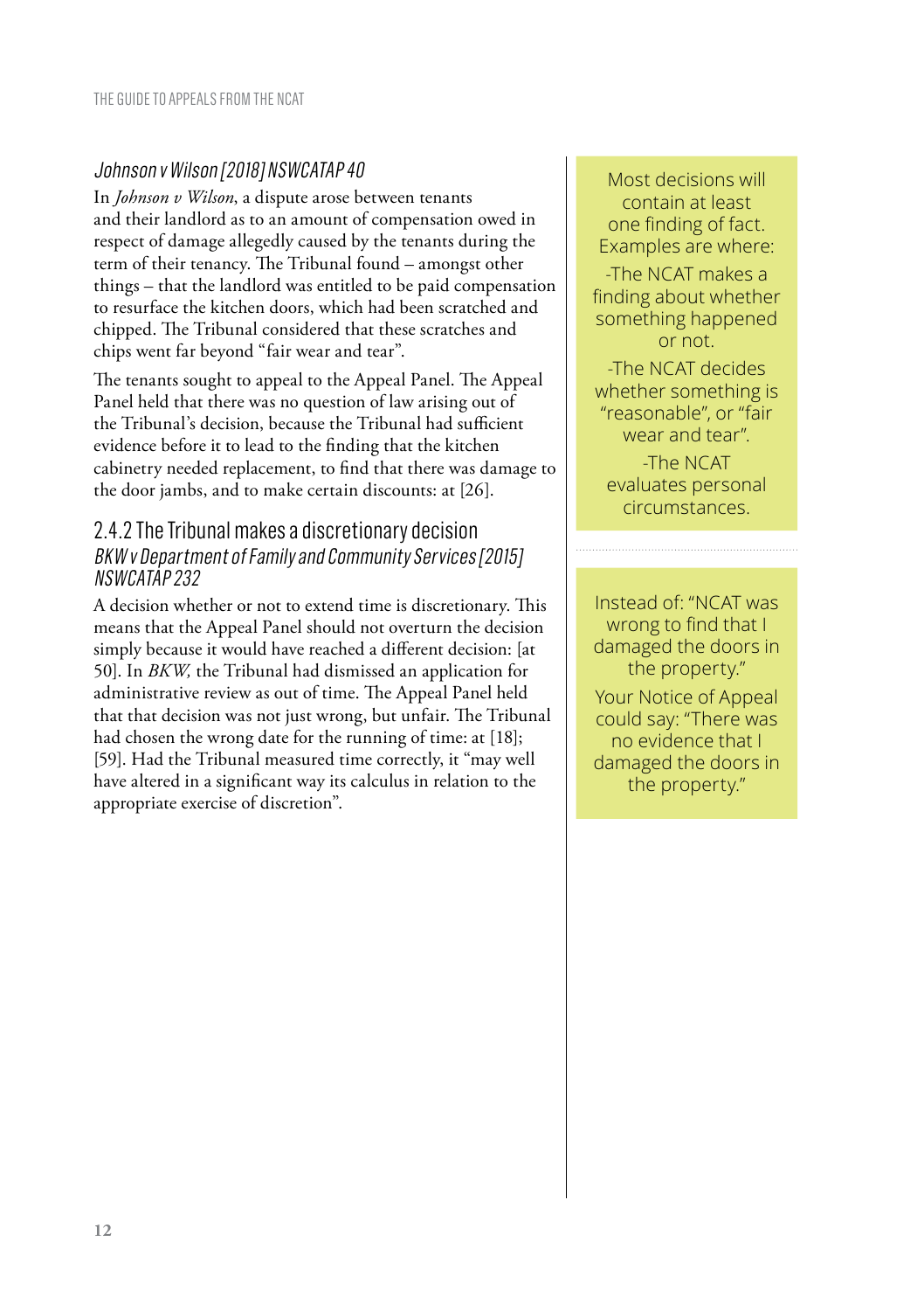### *Johnson v Wilson [2018] NSWCATAP 40*

In *Johnson v Wilson*, a dispute arose between tenants and their landlord as to an amount of compensation owed in respect of damage allegedly caused by the tenants during the term of their tenancy. The Tribunal found – amongst other things – that the landlord was entitled to be paid compensation to resurface the kitchen doors, which had been scratched and chipped. The Tribunal considered that these scratches and chips went far beyond "fair wear and tear".

The tenants sought to appeal to the Appeal Panel. The Appeal Panel held that there was no question of law arising out of the Tribunal's decision, because the Tribunal had sufficient evidence before it to lead to the finding that the kitchen cabinetry needed replacement, to find that there was damage to the door jambs, and to make certain discounts: at [26].

## 2.4.2 The Tribunal makes a discretionary decision

### *BKW v Department of Family and Community Services [2015] NSWCATAP 232*

A decision whether or not to extend time is discretionary. This means that the Appeal Panel should not overturn the decision simply because it would have reached a different decision: [at 50]. In *BKW,* the Tribunal had dismissed an application for administrative review as out of time. The Appeal Panel held that that decision was not just wrong, but unfair. The Tribunal had chosen the wrong date for the running of time: at [18]; [59]. Had the Tribunal measured time correctly, it "may well have altered in a significant way its calculus in relation to the appropriate exercise of discretion".

Most decisions will contain at least one finding of fact. Examples are where:

-The NCAT makes a finding about whether something happened or not.

-The NCAT decides whether something is "reasonable", or "fair wear and tear".

-The NCAT evaluates personal circumstances.

Instead of: "NCAT was wrong to find that I damaged the doors in the property."

Your Notice of Appeal could say: "There was no evidence that I damaged the doors in the property."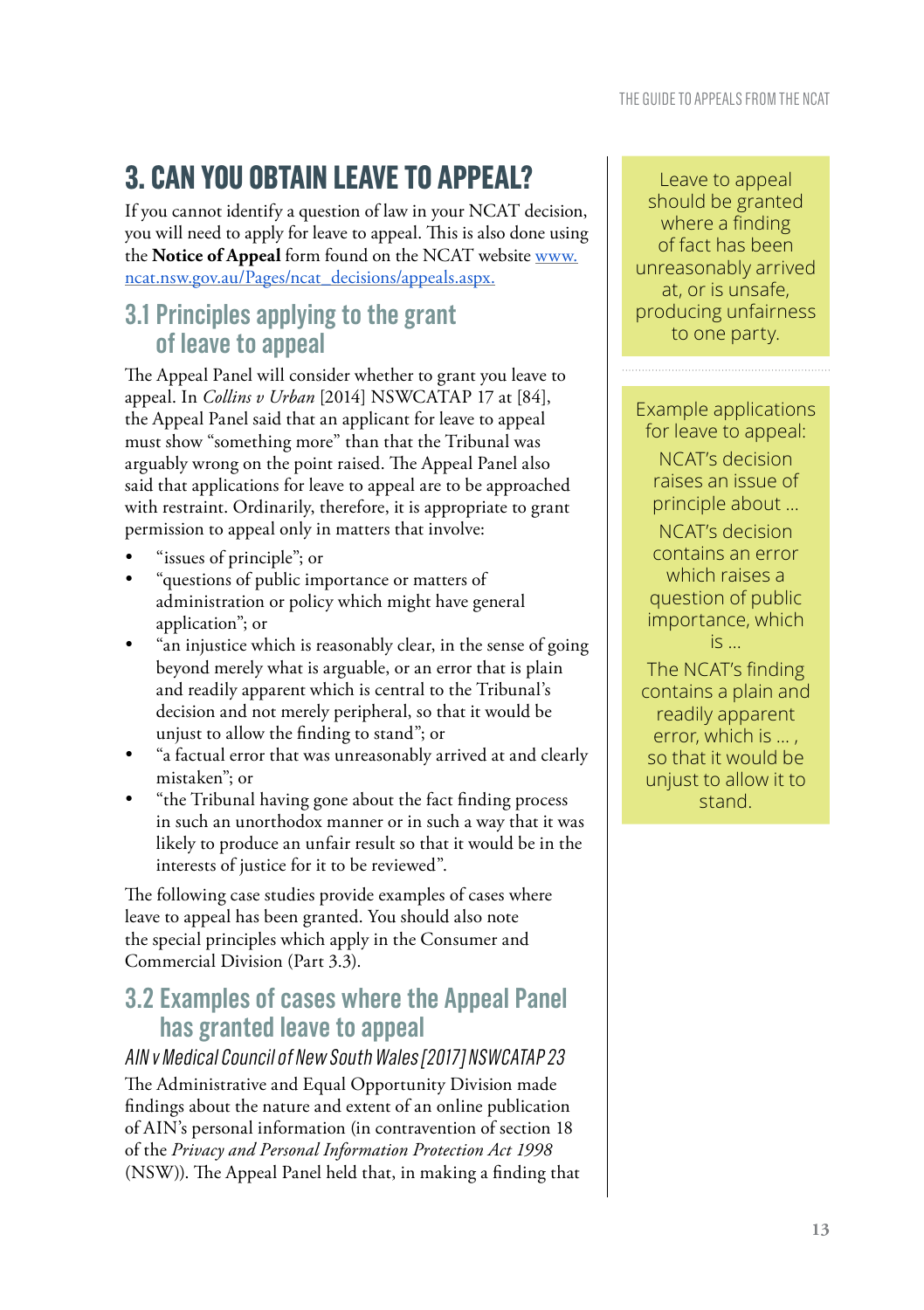# 3. CAN YOU OBTAIN LEAVE TO APPEAL?

If you cannot identify a question of law in your NCAT decision, you will need to apply for leave to appeal. This is also done using the **Notice of Appeal** form found on the NCAT website www.ncat.nsw.gov.au/Pages/ncat_decisions/appeals.aspx.

## 3.1 Principles applying to the grant of leave to appeal

The Appeal Panel will consider whether to grant you leave to appeal. In *Collins v Urban* [2014] NSWCATAP 17 at [84], the Appeal Panel said that an applicant for leave to appeal must show "something more" than that the Tribunal was arguably wrong on the point raised. The Appeal Panel also said that applications for leave to appeal are to be approached with restraint. Ordinarily, therefore, it is appropriate to grant permission to appeal only in matters that involve:

- "issues of principle"; or
- "questions of public importance or matters of administration or policy which might have general application"; or
- "an injustice which is reasonably clear, in the sense of going beyond merely what is arguable, or an error that is plain and readily apparent which is central to the Tribunal's decision and not merely peripheral, so that it would be unjust to allow the finding to stand"; or
- "a factual error that was unreasonably arrived at and clearly mistaken"; or
- "the Tribunal having gone about the fact finding process in such an unorthodox manner or in such a way that it was likely to produce an unfair result so that it would be in the interests of justice for it to be reviewed".

The following case studies provide examples of cases where leave to appeal has been granted. You should also note the special principles which apply in the Consumer and Commercial Division (Part 3.3).

> Leave to appeal should be granted where a finding of fact has been unreasonably arrived at, or is unsafe, producing unfairness to one party.

> Example applications for leave to appeal:
>
> NCAT's decision raises an issue of principle about ...
>
> NCAT's decision contains an error which raises a question of public importance, which is ...
>
> The NCAT's finding contains a plain and readily apparent error, which is ... , so that it would be unjust to allow it to stand.

## 3.2 Examples of cases where the Appeal Panel has granted leave to appeal

### *AIN v Medical Council of New South Wales [2017] NSWCATAP 23*

The Administrative and Equal Opportunity Division made findings about the nature and extent of an online publication of AIN's personal information (in contravention of section 18 of the *Privacy and Personal Information Protection Act 1998* (NSW)). The Appeal Panel held that, in making a finding that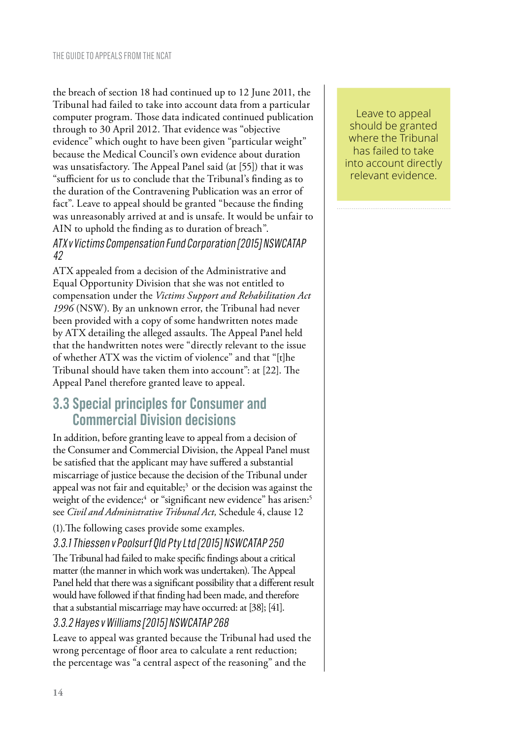the breach of section 18 had continued up to 12 June 2011, the Tribunal had failed to take into account data from a particular computer program. Those data indicated continued publication through to 30 April 2012. That evidence was "objective evidence" which ought to have been given "particular weight" because the Medical Council's own evidence about duration was unsatisfactory. The Appeal Panel said (at [55]) that it was "sufficient for us to conclude that the Tribunal's finding as to the duration of the Contravening Publication was an error of fact". Leave to appeal should be granted "because the finding was unreasonably arrived at and is unsafe. It would be unfair to AIN to uphold the finding as to duration of breach".

> Leave to appeal should be granted where the Tribunal has failed to take into account directly relevant evidence.

#### *ATX v Victims Compensation Fund Corporation [2015] NSWCATAP 42*

ATX appealed from a decision of the Administrative and Equal Opportunity Division that she was not entitled to compensation under the *Victims Support and Rehabilitation Act 1996* (NSW). By an unknown error, the Tribunal had never been provided with a copy of some handwritten notes made by ATX detailing the alleged assaults. The Appeal Panel held that the handwritten notes were "directly relevant to the issue of whether ATX was the victim of violence" and that "[t]he Tribunal should have taken them into account": at [22]. The Appeal Panel therefore granted leave to appeal.

## 3.3 Special principles for Consumer and Commercial Division decisions

In addition, before granting leave to appeal from a decision of the Consumer and Commercial Division, the Appeal Panel must be satisfied that the applicant may have suffered a substantial miscarriage of justice because the decision of the Tribunal under appeal was not fair and equitable;[3] or the decision was against the weight of the evidence;[4] or "significant new evidence" has arisen:[5] see *Civil and Administrative Tribunal Act,* Schedule 4, clause 12

(1).The following cases provide some examples.

#### *3.3.1 Thiessen v Poolsurf Qld Pty Ltd [2015] NSWCATAP 250*

The Tribunal had failed to make specific findings about a critical matter (the manner in which work was undertaken). The Appeal Panel held that there was a significant possibility that a different result would have followed if that finding had been made, and therefore that a substantial miscarriage may have occurred: at [38]; [41].

#### *3.3.2 Hayes v Williams [2015] NSWCATAP 268*

Leave to appeal was granted because the Tribunal had used the wrong percentage of floor area to calculate a rent reduction; the percentage was "a central aspect of the reasoning" and the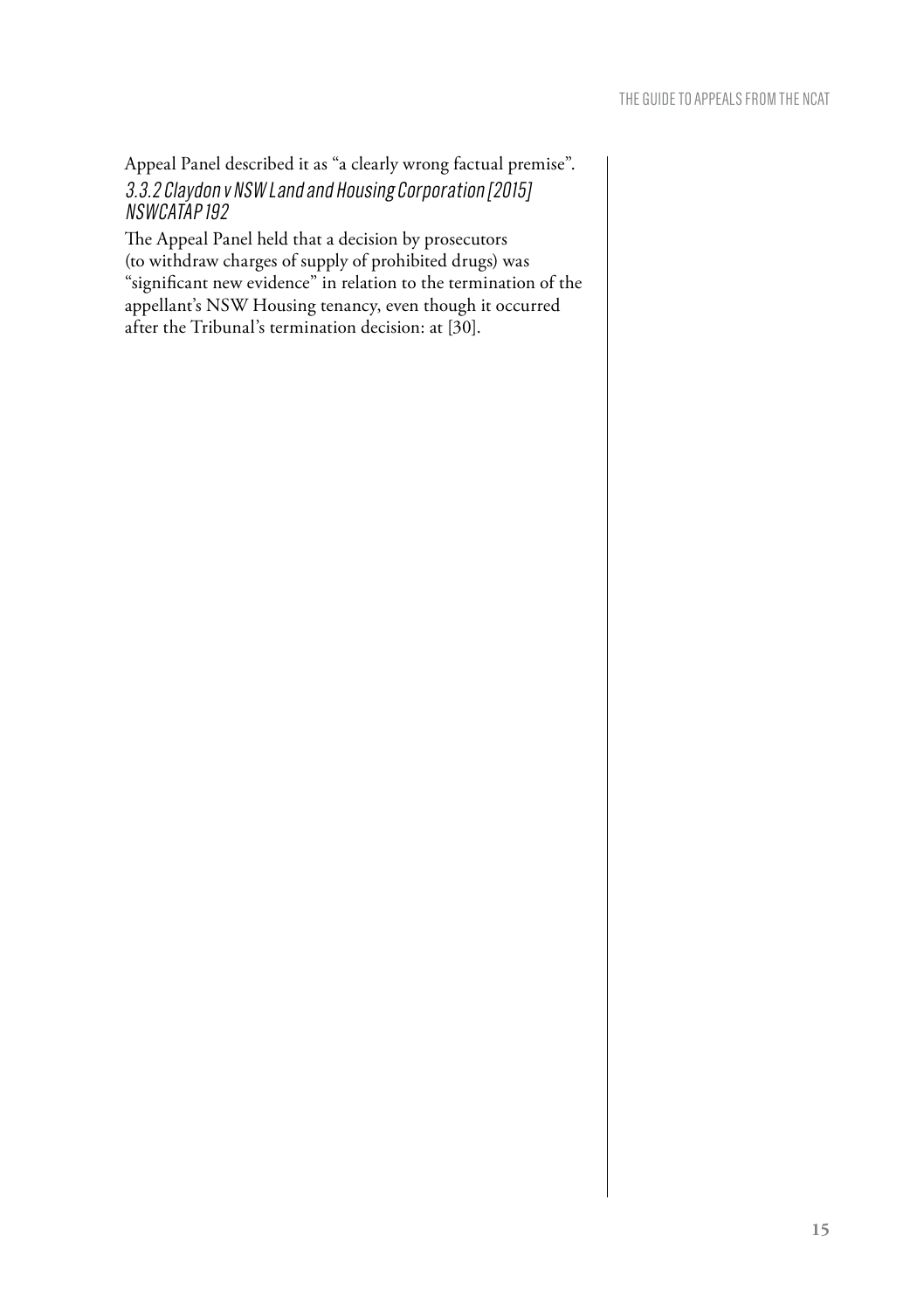Appeal Panel described it as "a clearly wrong factual premise".

### *3.3.2 Claydon v NSW Land and Housing Corporation [2015] NSWCATAP 192*

The Appeal Panel held that a decision by prosecutors (to withdraw charges of supply of prohibited drugs) was "significant new evidence" in relation to the termination of the appellant's NSW Housing tenancy, even though it occurred after the Tribunal's termination decision: at [30].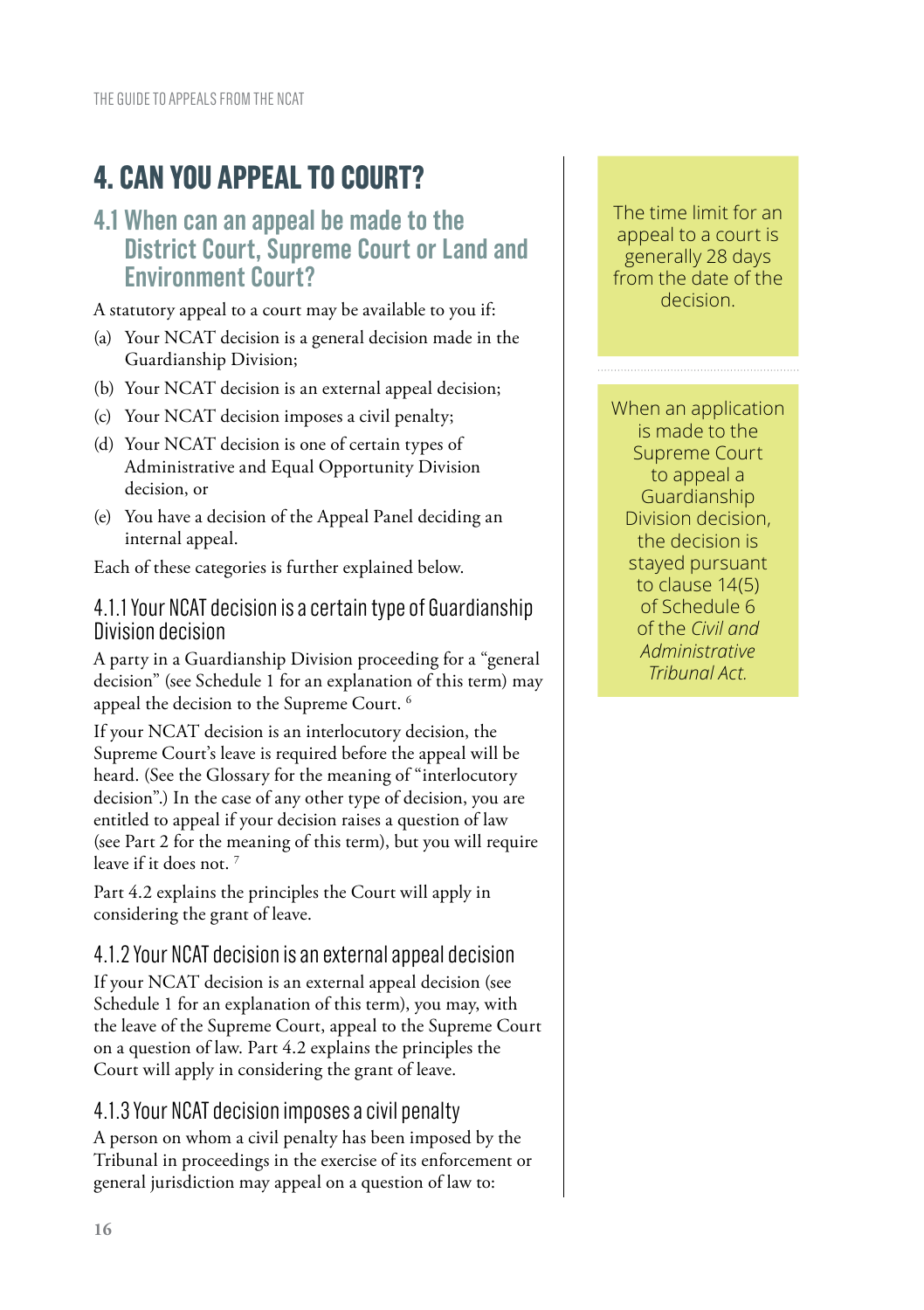# 4. CAN YOU APPEAL TO COURT?

## 4.1 When can an appeal be made to the District Court, Supreme Court or Land and Environment Court?

A statutory appeal to a court may be available to you if:

(a) Your NCAT decision is a general decision made in the Guardianship Division;

(b) Your NCAT decision is an external appeal decision;

(c) Your NCAT decision imposes a civil penalty;

(d) Your NCAT decision is one of certain types of Administrative and Equal Opportunity Division decision, or

(e) You have a decision of the Appeal Panel deciding an internal appeal.

Each of these categories is further explained below.

### 4.1.1 Your NCAT decision is a certain type of Guardianship Division decision

A party in a Guardianship Division proceeding for a "general decision" (see Schedule 1 for an explanation of this term) may appeal the decision to the Supreme Court. [6]

If your NCAT decision is an interlocutory decision, the Supreme Court's leave is required before the appeal will be heard. (See the Glossary for the meaning of "interlocutory decision".) In the case of any other type of decision, you are entitled to appeal if your decision raises a question of law (see Part 2 for the meaning of this term), but you will require leave if it does not. [7]

Part 4.2 explains the principles the Court will apply in considering the grant of leave.

### 4.1.2 Your NCAT decision is an external appeal decision

If your NCAT decision is an external appeal decision (see Schedule 1 for an explanation of this term), you may, with the leave of the Supreme Court, appeal to the Supreme Court on a question of law. Part 4.2 explains the principles the Court will apply in considering the grant of leave.

### 4.1.3 Your NCAT decision imposes a civil penalty

A person on whom a civil penalty has been imposed by the Tribunal in proceedings in the exercise of its enforcement or general jurisdiction may appeal on a question of law to:

The time limit for an appeal to a court is generally 28 days from the date of the decision.

When an application is made to the Supreme Court to appeal a Guardianship Division decision, the decision is stayed pursuant to clause 14(5) of Schedule 6 of the *Civil and Administrative Tribunal Act.*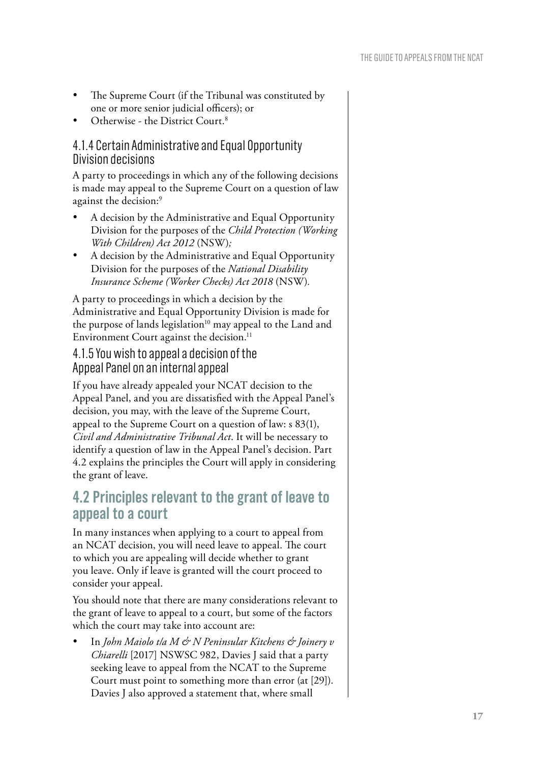- The Supreme Court (if the Tribunal was constituted by one or more senior judicial officers); or
- Otherwise - the District Court.[8]

### 4.1.4 Certain Administrative and Equal Opportunity Division decisions

A party to proceedings in which any of the following decisions is made may appeal to the Supreme Court on a question of law against the decision:[9]

- A decision by the Administrative and Equal Opportunity Division for the purposes of the *Child Protection (Working With Children) Act 2012* (NSW)*;*
- A decision by the Administrative and Equal Opportunity Division for the purposes of the *National Disability Insurance Scheme (Worker Checks) Act 2018* (NSW).

A party to proceedings in which a decision by the Administrative and Equal Opportunity Division is made for the purpose of lands legislation[10] may appeal to the Land and Environment Court against the decision.[11]

### 4.1.5 You wish to appeal a decision of the Appeal Panel on an internal appeal

If you have already appealed your NCAT decision to the Appeal Panel, and you are dissatisfied with the Appeal Panel's decision, you may, with the leave of the Supreme Court, appeal to the Supreme Court on a question of law: s 83(1), *Civil and Administrative Tribunal Act*. It will be necessary to identify a question of law in the Appeal Panel's decision. Part 4.2 explains the principles the Court will apply in considering the grant of leave.

## 4.2 Principles relevant to the grant of leave to appeal to a court

In many instances when applying to a court to appeal from an NCAT decision, you will need leave to appeal. The court to which you are appealing will decide whether to grant you leave. Only if leave is granted will the court proceed to consider your appeal.

You should note that there are many considerations relevant to the grant of leave to appeal to a court, but some of the factors which the court may take into account are:

- In *John Maiolo t/a M & N Peninsular Kitchens & Joinery v Chiarelli* [2017] NSWSC 982, Davies J said that a party seeking leave to appeal from the NCAT to the Supreme Court must point to something more than error (at [29]). Davies J also approved a statement that, where small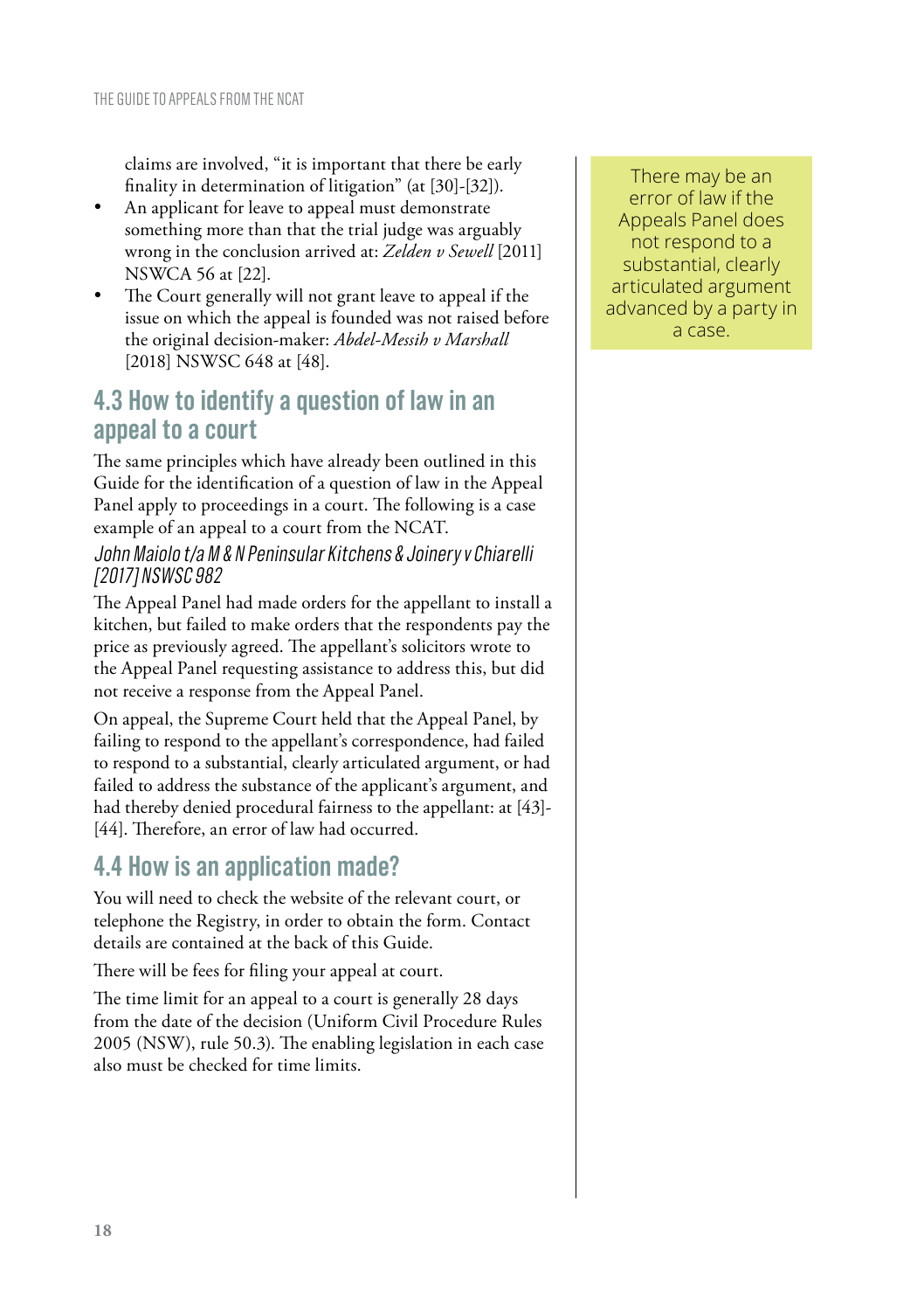claims are involved, "it is important that there be early finality in determination of litigation" (at [30]-[32]).

- An applicant for leave to appeal must demonstrate something more than that the trial judge was arguably wrong in the conclusion arrived at: *Zelden v Sewell* [2011] NSWCA 56 at [22].
- The Court generally will not grant leave to appeal if the issue on which the appeal is founded was not raised before the original decision-maker: *Abdel-Messih v Marshall* [2018] NSWSC 648 at [48].

## 4.3 How to identify a question of law in an appeal to a court

The same principles which have already been outlined in this Guide for the identification of a question of law in the Appeal Panel apply to proceedings in a court. The following is a case example of an appeal to a court from the NCAT.

### *John Maiolo t/a M & N Peninsular Kitchens & Joinery v Chiarelli [2017] NSWSC 982*

The Appeal Panel had made orders for the appellant to install a kitchen, but failed to make orders that the respondents pay the price as previously agreed. The appellant's solicitors wrote to the Appeal Panel requesting assistance to address this, but did not receive a response from the Appeal Panel.

On appeal, the Supreme Court held that the Appeal Panel, by failing to respond to the appellant's correspondence, had failed to respond to a substantial, clearly articulated argument, or had failed to address the substance of the applicant's argument, and had thereby denied procedural fairness to the appellant: at [43]-[44]. Therefore, an error of law had occurred.

> There may be an error of law if the Appeals Panel does not respond to a substantial, clearly articulated argument advanced by a party in a case.

## 4.4 How is an application made?

You will need to check the website of the relevant court, or telephone the Registry, in order to obtain the form. Contact details are contained at the back of this Guide.

There will be fees for filing your appeal at court.

The time limit for an appeal to a court is generally 28 days from the date of the decision (Uniform Civil Procedure Rules 2005 (NSW), rule 50.3). The enabling legislation in each case also must be checked for time limits.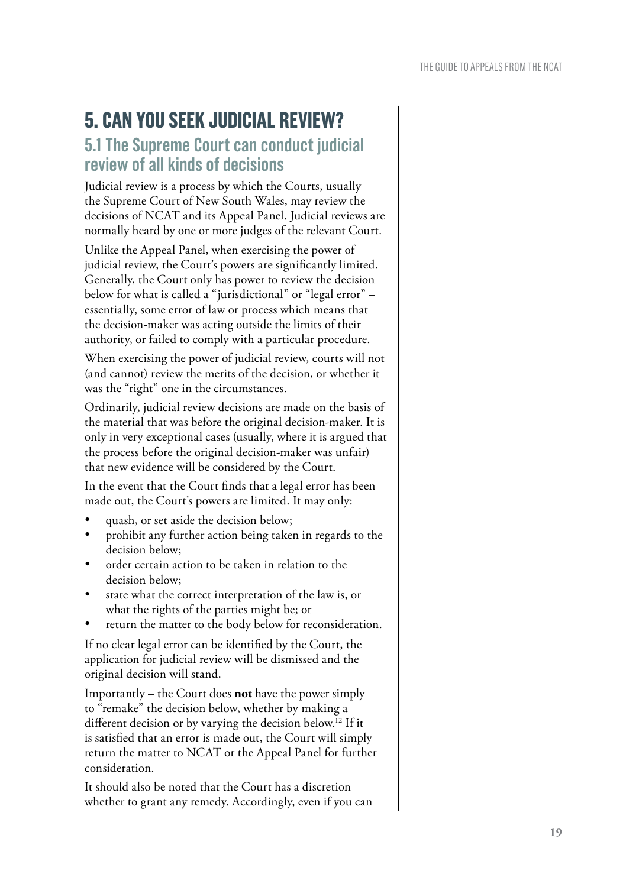# 5. CAN YOU SEEK JUDICIAL REVIEW?

## 5.1 The Supreme Court can conduct judicial review of all kinds of decisions

Judicial review is a process by which the Courts, usually the Supreme Court of New South Wales, may review the decisions of NCAT and its Appeal Panel. Judicial reviews are normally heard by one or more judges of the relevant Court.

Unlike the Appeal Panel, when exercising the power of judicial review, the Court's powers are significantly limited. Generally, the Court only has power to review the decision below for what is called a "jurisdictional" or "legal error" – essentially, some error of law or process which means that the decision-maker was acting outside the limits of their authority, or failed to comply with a particular procedure.

When exercising the power of judicial review, courts will not (and cannot) review the merits of the decision, or whether it was the "right" one in the circumstances.

Ordinarily, judicial review decisions are made on the basis of the material that was before the original decision-maker. It is only in very exceptional cases (usually, where it is argued that the process before the original decision-maker was unfair) that new evidence will be considered by the Court.

In the event that the Court finds that a legal error has been made out, the Court's powers are limited. It may only:

- quash, or set aside the decision below;
- prohibit any further action being taken in regards to the decision below;
- order certain action to be taken in relation to the decision below;
- state what the correct interpretation of the law is, or what the rights of the parties might be; or
- return the matter to the body below for reconsideration.

If no clear legal error can be identified by the Court, the application for judicial review will be dismissed and the original decision will stand.

Importantly – the Court does **not** have the power simply to "remake" the decision below, whether by making a different decision or by varying the decision below.[12] If it is satisfied that an error is made out, the Court will simply return the matter to NCAT or the Appeal Panel for further consideration.

It should also be noted that the Court has a discretion whether to grant any remedy. Accordingly, even if you can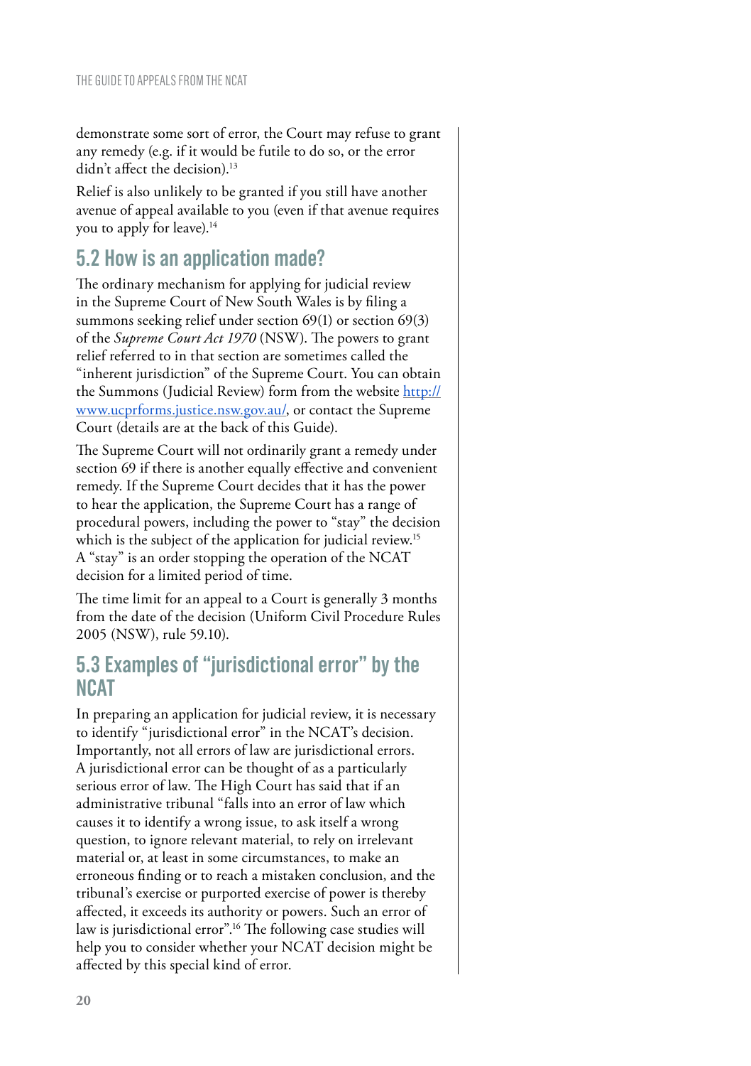demonstrate some sort of error, the Court may refuse to grant any remedy (e.g. if it would be futile to do so, or the error didn't affect the decision).[13]

Relief is also unlikely to be granted if you still have another avenue of appeal available to you (even if that avenue requires you to apply for leave).[14]

## 5.2 How is an application made?

The ordinary mechanism for applying for judicial review in the Supreme Court of New South Wales is by filing a summons seeking relief under section 69(1) or section 69(3) of the *Supreme Court Act 1970* (NSW). The powers to grant relief referred to in that section are sometimes called the "inherent jurisdiction" of the Supreme Court. You can obtain the Summons (Judicial Review) form from the website [http://www.ucprforms.justice.nsw.gov.au/](http://www.ucprforms.justice.nsw.gov.au/), or contact the Supreme Court (details are at the back of this Guide).

The Supreme Court will not ordinarily grant a remedy under section 69 if there is another equally effective and convenient remedy. If the Supreme Court decides that it has the power to hear the application, the Supreme Court has a range of procedural powers, including the power to "stay" the decision which is the subject of the application for judicial review.[15] A "stay" is an order stopping the operation of the NCAT decision for a limited period of time.

The time limit for an appeal to a Court is generally 3 months from the date of the decision (Uniform Civil Procedure Rules 2005 (NSW), rule 59.10).

## 5.3 Examples of "jurisdictional error" by the NCAT

In preparing an application for judicial review, it is necessary to identify "jurisdictional error" in the NCAT's decision. Importantly, not all errors of law are jurisdictional errors. A jurisdictional error can be thought of as a particularly serious error of law. The High Court has said that if an administrative tribunal "falls into an error of law which causes it to identify a wrong issue, to ask itself a wrong question, to ignore relevant material, to rely on irrelevant material or, at least in some circumstances, to make an erroneous finding or to reach a mistaken conclusion, and the tribunal's exercise or purported exercise of power is thereby affected, it exceeds its authority or powers. Such an error of law is jurisdictional error".[16] The following case studies will help you to consider whether your NCAT decision might be affected by this special kind of error.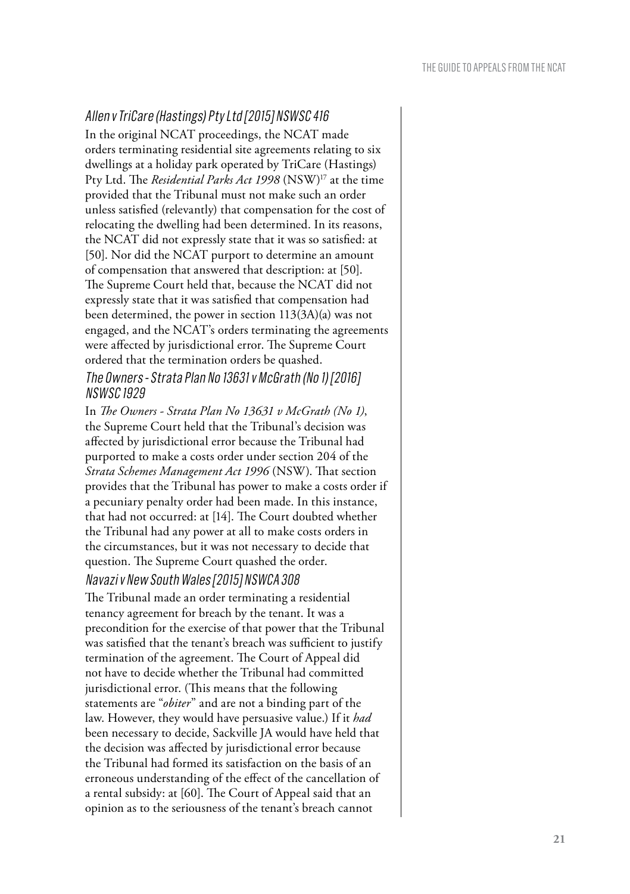### *Allen v TriCare (Hastings) Pty Ltd [2015] NSWSC 416*

In the original NCAT proceedings, the NCAT made orders terminating residential site agreements relating to six dwellings at a holiday park operated by TriCare (Hastings) Pty Ltd. The *Residential Parks Act 1998* (NSW)[17] at the time provided that the Tribunal must not make such an order unless satisfied (relevantly) that compensation for the cost of relocating the dwelling had been determined. In its reasons, the NCAT did not expressly state that it was so satisfied: at [50]. Nor did the NCAT purport to determine an amount of compensation that answered that description: at [50]. The Supreme Court held that, because the NCAT did not expressly state that it was satisfied that compensation had been determined, the power in section 113(3A)(a) was not engaged, and the NCAT's orders terminating the agreements were affected by jurisdictional error. The Supreme Court ordered that the termination orders be quashed.

### *The Owners - Strata Plan No 13631 v McGrath (No 1) [2016] NSWSC 1929*

In *The Owners - Strata Plan No 13631 v McGrath (No 1)*, the Supreme Court held that the Tribunal's decision was affected by jurisdictional error because the Tribunal had purported to make a costs order under section 204 of the *Strata Schemes Management Act 1996* (NSW). That section provides that the Tribunal has power to make a costs order if a pecuniary penalty order had been made. In this instance, that had not occurred: at [14]. The Court doubted whether the Tribunal had any power at all to make costs orders in the circumstances, but it was not necessary to decide that question. The Supreme Court quashed the order.

### *Navazi v New South Wales [2015] NSWCA 308*

The Tribunal made an order terminating a residential tenancy agreement for breach by the tenant. It was a precondition for the exercise of that power that the Tribunal was satisfied that the tenant's breach was sufficient to justify termination of the agreement. The Court of Appeal did not have to decide whether the Tribunal had committed jurisdictional error. (This means that the following statements are "*obiter*" and are not a binding part of the law. However, they would have persuasive value.) If it *had* been necessary to decide, Sackville JA would have held that the decision was affected by jurisdictional error because the Tribunal had formed its satisfaction on the basis of an erroneous understanding of the effect of the cancellation of a rental subsidy: at [60]. The Court of Appeal said that an opinion as to the seriousness of the tenant's breach cannot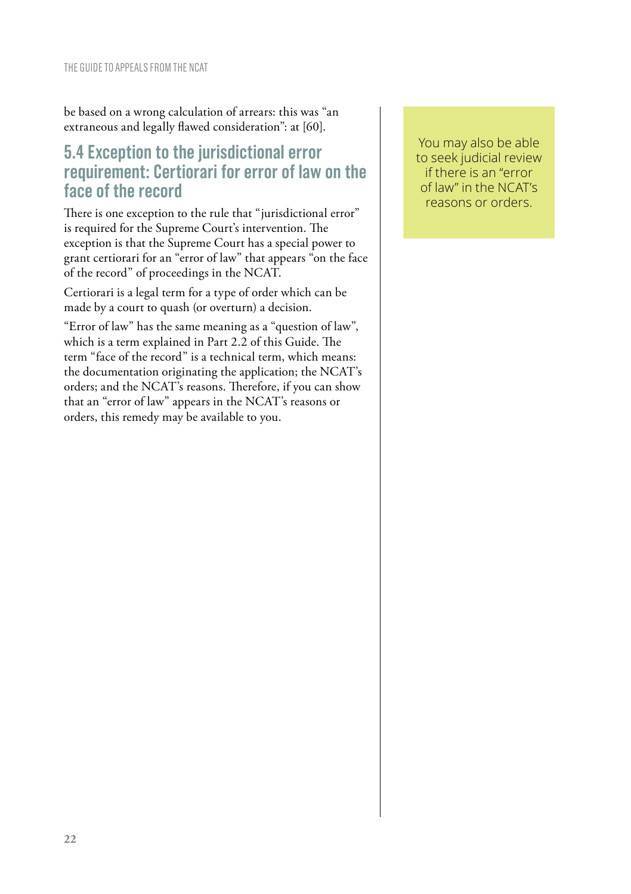be based on a wrong calculation of arrears: this was "an extraneous and legally flawed consideration": at [60].

## 5.4 Exception to the jurisdictional error requirement: Certiorari for error of law on the face of the record

There is one exception to the rule that "jurisdictional error" is required for the Supreme Court's intervention. The exception is that the Supreme Court has a special power to grant certiorari for an "error of law" that appears "on the face of the record" of proceedings in the NCAT.

Certiorari is a legal term for a type of order which can be made by a court to quash (or overturn) a decision.

"Error of law" has the same meaning as a "question of law", which is a term explained in Part 2.2 of this Guide. The term "face of the record" is a technical term, which means: the documentation originating the application; the NCAT's orders; and the NCAT's reasons. Therefore, if you can show that an "error of law" appears in the NCAT's reasons or orders, this remedy may be available to you.

You may also be able to seek judicial review if there is an "error of law" in the NCAT's reasons or orders.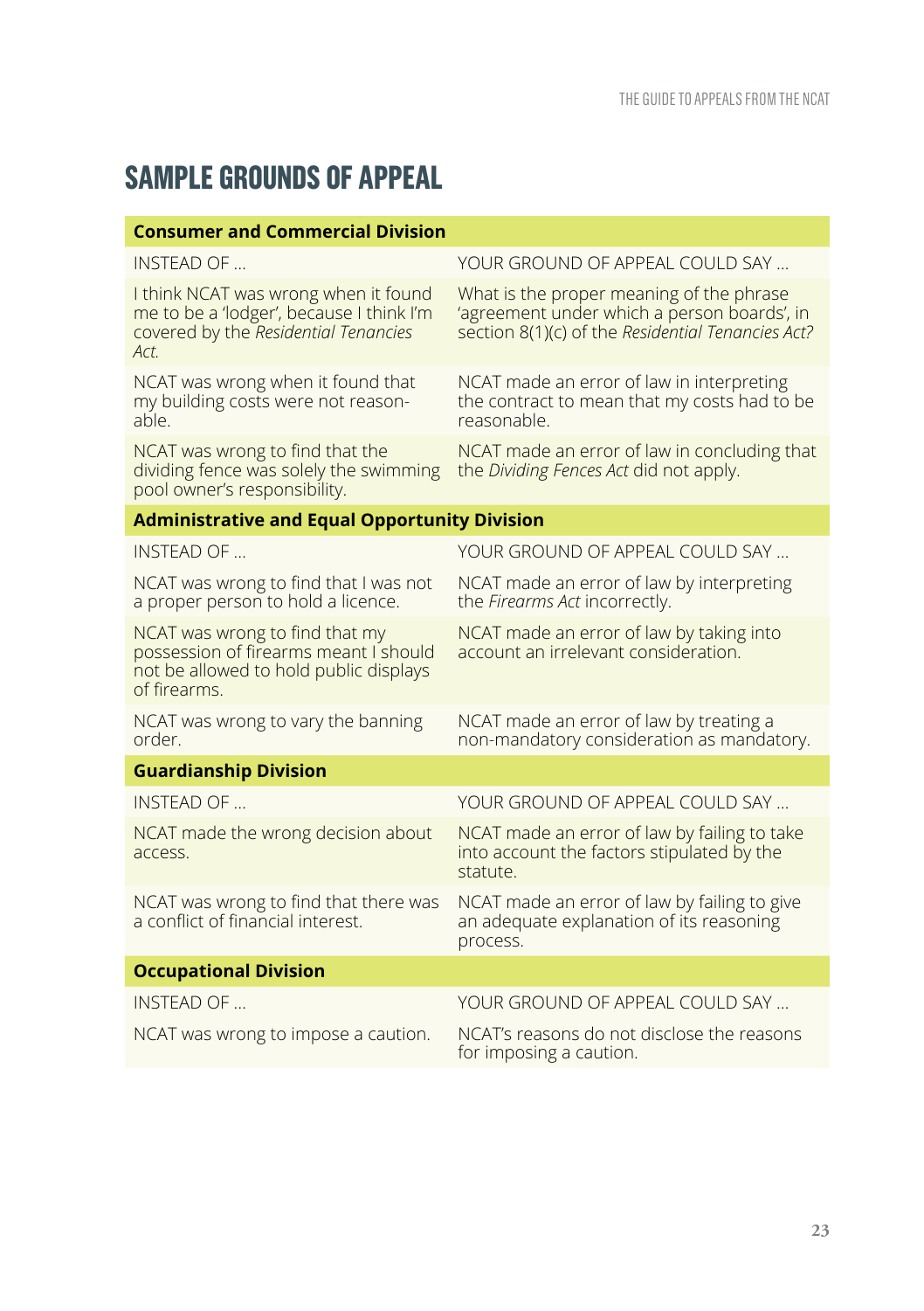## SAMPLE GROUNDS OF APPEAL

| **Consumer and Commercial Division** | |
|---|---|
| INSTEAD OF … | YOUR GROUND OF APPEAL COULD SAY … |
| I think NCAT was wrong when it found me to be a 'lodger', because I think I'm covered by the *Residential Tenancies Act*. | What is the proper meaning of the phrase 'agreement under which a person boards', in section 8(1)(c) of the *Residential Tenancies Act?* |
| NCAT was wrong when it found that my building costs were not reasonable. | NCAT made an error of law in interpreting the contract to mean that my costs had to be reasonable. |
| NCAT was wrong to find that the dividing fence was solely the swimming pool owner's responsibility. | NCAT made an error of law in concluding that the *Dividing Fences Act* did not apply. |
| **Administrative and Equal Opportunity Division** | |
| INSTEAD OF … | YOUR GROUND OF APPEAL COULD SAY … |
| NCAT was wrong to find that I was not a proper person to hold a licence. | NCAT made an error of law by interpreting the *Firearms Act* incorrectly. |
| NCAT was wrong to find that my possession of firearms meant I should not be allowed to hold public displays of firearms. | NCAT made an error of law by taking into account an irrelevant consideration. |
| NCAT was wrong to vary the banning order. | NCAT made an error of law by treating a non-mandatory consideration as mandatory. |
| **Guardianship Division** | |
| INSTEAD OF … | YOUR GROUND OF APPEAL COULD SAY … |
| NCAT made the wrong decision about access. | NCAT made an error of law by failing to take into account the factors stipulated by the statute. |
| NCAT was wrong to find that there was a conflict of financial interest. | NCAT made an error of law by failing to give an adequate explanation of its reasoning process. |
| **Occupational Division** | |
| INSTEAD OF … | YOUR GROUND OF APPEAL COULD SAY … |
| NCAT was wrong to impose a caution. | NCAT's reasons do not disclose the reasons for imposing a caution. |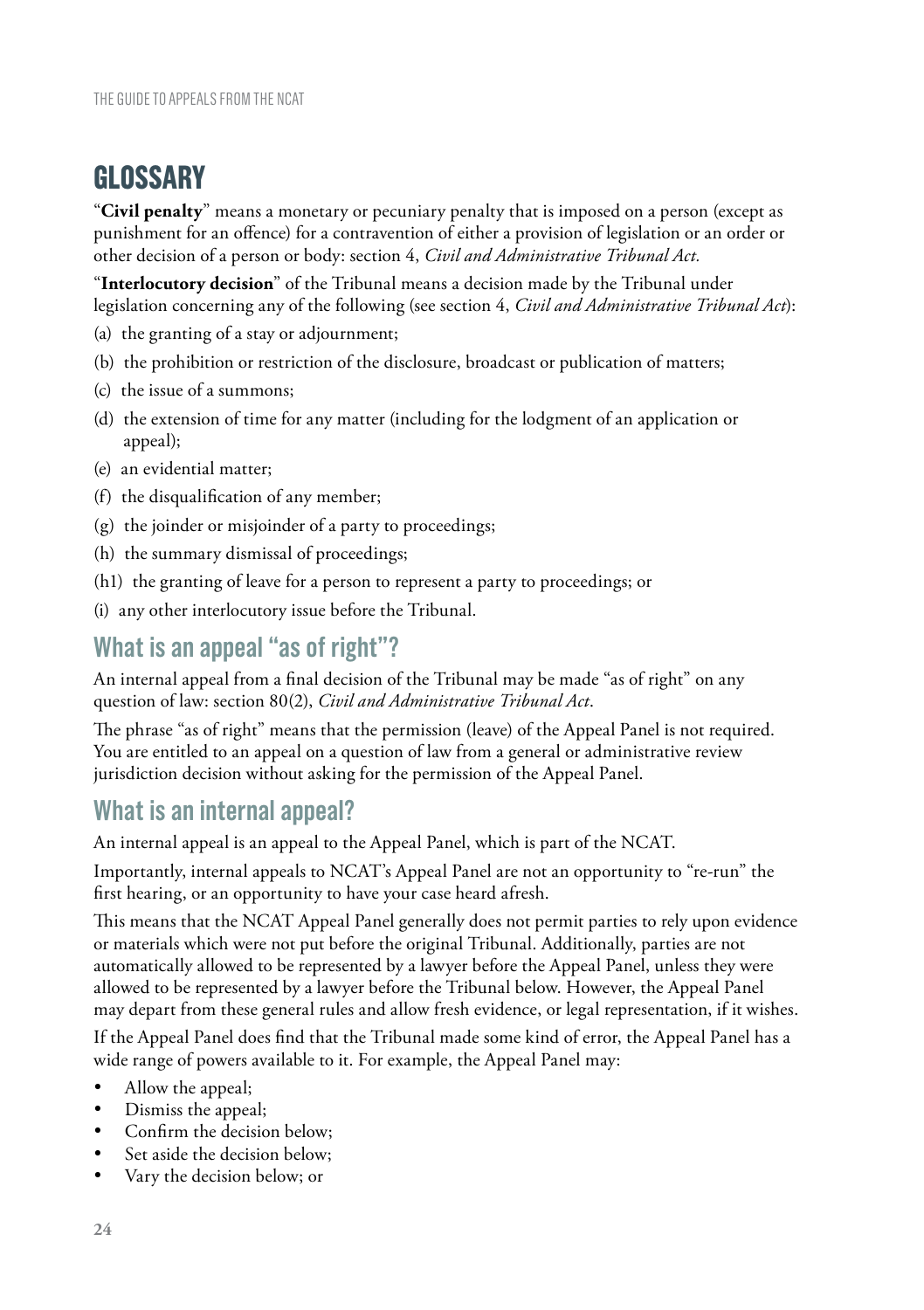## GLOSSARY

"**Civil penalty**" means a monetary or pecuniary penalty that is imposed on a person (except as punishment for an offence) for a contravention of either a provision of legislation or an order or other decision of a person or body: section 4, *Civil and Administrative Tribunal Act.*

"**Interlocutory decision**" of the Tribunal means a decision made by the Tribunal under legislation concerning any of the following (see section 4, *Civil and Administrative Tribunal Act*):

(a) the granting of a stay or adjournment;

(b) the prohibition or restriction of the disclosure, broadcast or publication of matters;

(c) the issue of a summons;

(d) the extension of time for any matter (including for the lodgment of an application or appeal);

(e) an evidential matter;

(f) the disqualification of any member;

(g) the joinder or misjoinder of a party to proceedings;

(h) the summary dismissal of proceedings;

(h1) the granting of leave for a person to represent a party to proceedings; or

(i) any other interlocutory issue before the Tribunal.

### What is an appeal "as of right"?

An internal appeal from a final decision of the Tribunal may be made "as of right" on any question of law: section 80(2), *Civil and Administrative Tribunal Act*.

The phrase "as of right" means that the permission (leave) of the Appeal Panel is not required. You are entitled to an appeal on a question of law from a general or administrative review jurisdiction decision without asking for the permission of the Appeal Panel.

### What is an internal appeal?

An internal appeal is an appeal to the Appeal Panel, which is part of the NCAT.

Importantly, internal appeals to NCAT's Appeal Panel are not an opportunity to "re-run" the first hearing, or an opportunity to have your case heard afresh.

This means that the NCAT Appeal Panel generally does not permit parties to rely upon evidence or materials which were not put before the original Tribunal. Additionally, parties are not automatically allowed to be represented by a lawyer before the Appeal Panel, unless they were allowed to be represented by a lawyer before the Tribunal below. However, the Appeal Panel may depart from these general rules and allow fresh evidence, or legal representation, if it wishes.

If the Appeal Panel does find that the Tribunal made some kind of error, the Appeal Panel has a wide range of powers available to it. For example, the Appeal Panel may:

- Allow the appeal;
- Dismiss the appeal;
- Confirm the decision below;
- Set aside the decision below;
- Vary the decision below; or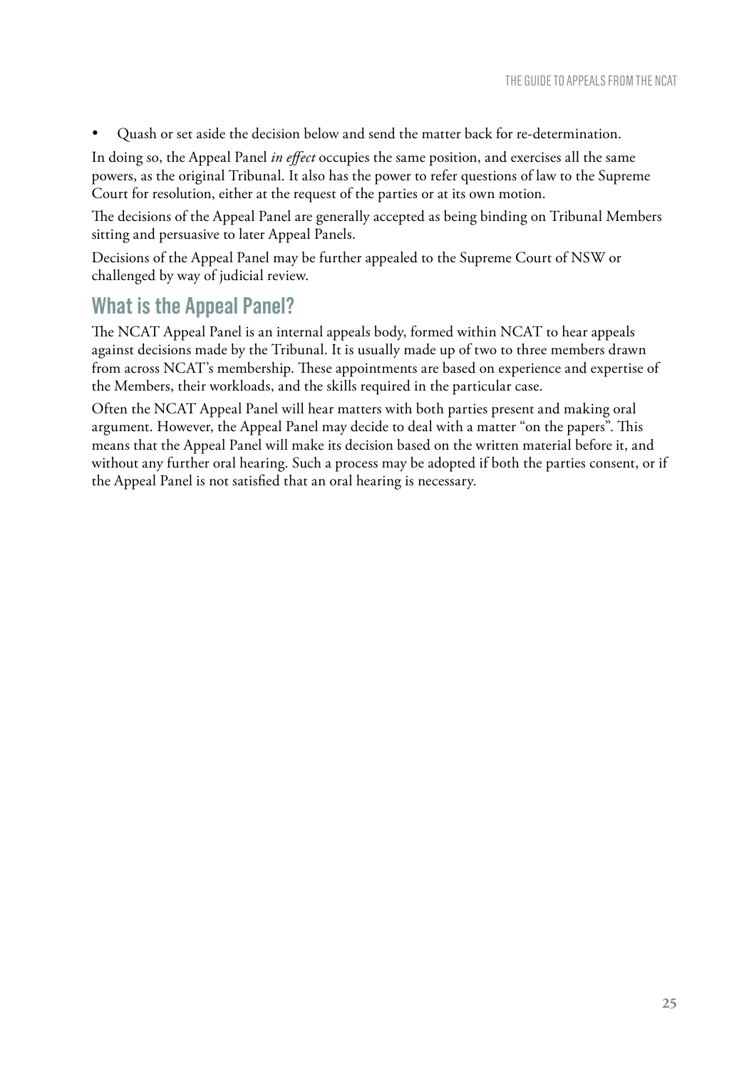- Quash or set aside the decision below and send the matter back for re-determination.

In doing so, the Appeal Panel *in effect* occupies the same position, and exercises all the same powers, as the original Tribunal. It also has the power to refer questions of law to the Supreme Court for resolution, either at the request of the parties or at its own motion.

The decisions of the Appeal Panel are generally accepted as being binding on Tribunal Members sitting and persuasive to later Appeal Panels.

Decisions of the Appeal Panel may be further appealed to the Supreme Court of NSW or challenged by way of judicial review.

## What is the Appeal Panel?

The NCAT Appeal Panel is an internal appeals body, formed within NCAT to hear appeals against decisions made by the Tribunal. It is usually made up of two to three members drawn from across NCAT's membership. These appointments are based on experience and expertise of the Members, their workloads, and the skills required in the particular case.

Often the NCAT Appeal Panel will hear matters with both parties present and making oral argument. However, the Appeal Panel may decide to deal with a matter "on the papers". This means that the Appeal Panel will make its decision based on the written material before it, and without any further oral hearing. Such a process may be adopted if both the parties consent, or if the Appeal Panel is not satisfied that an oral hearing is necessary.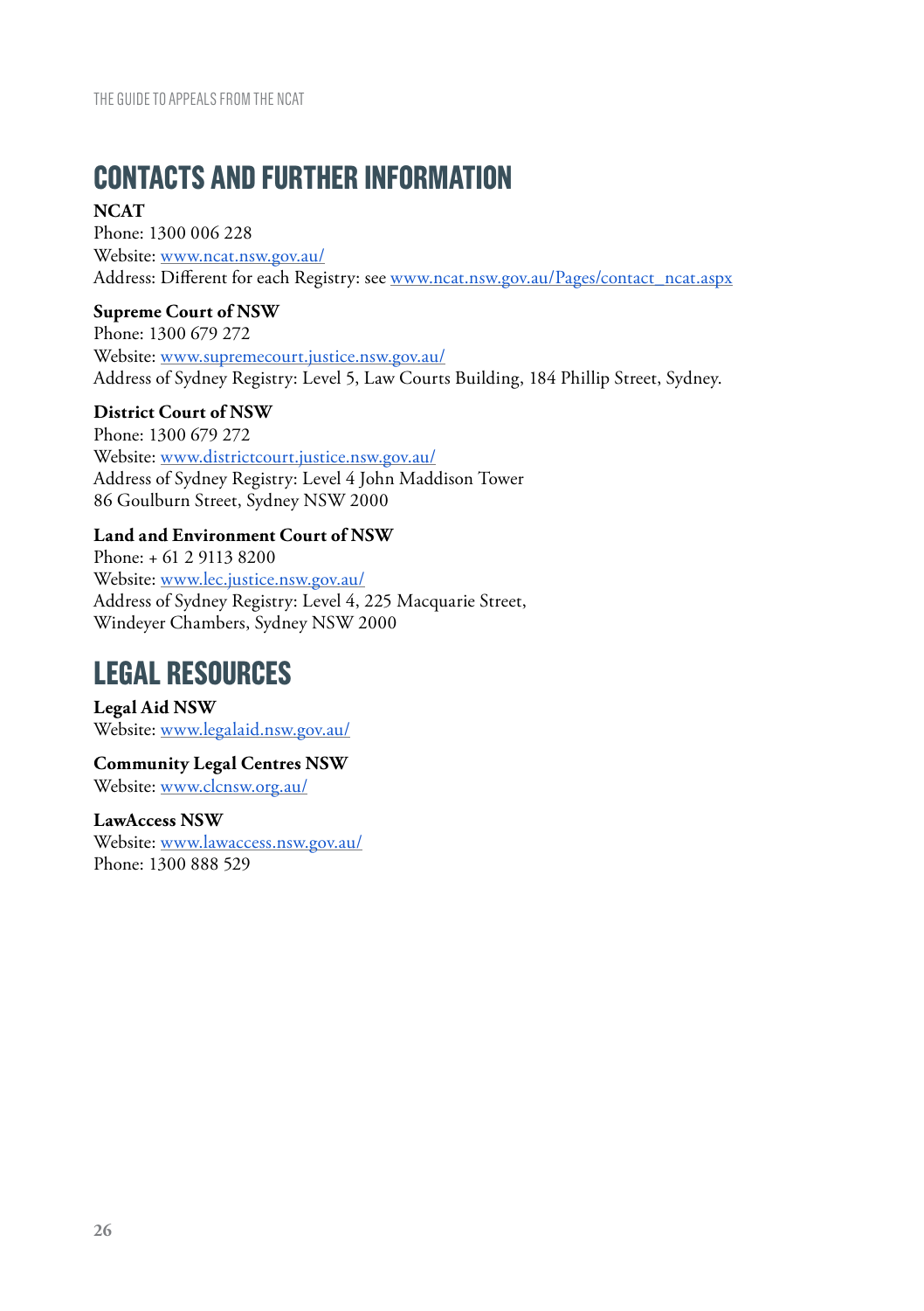## CONTACTS AND FURTHER INFORMATION

**NCAT**
Phone: 1300 006 228
Website: www.ncat.nsw.gov.au/
Address: Different for each Registry: see www.ncat.nsw.gov.au/Pages/contact_ncat.aspx

**Supreme Court of NSW**
Phone: 1300 679 272
Website: www.supremecourt.justice.nsw.gov.au/
Address of Sydney Registry: Level 5, Law Courts Building, 184 Phillip Street, Sydney.

**District Court of NSW**
Phone: 1300 679 272
Website: www.districtcourt.justice.nsw.gov.au/
Address of Sydney Registry: Level 4 John Maddison Tower
86 Goulburn Street, Sydney NSW 2000

**Land and Environment Court of NSW**
Phone: + 61 2 9113 8200
Website: www.lec.justice.nsw.gov.au/
Address of Sydney Registry: Level 4, 225 Macquarie Street,
Windeyer Chambers, Sydney NSW 2000

## LEGAL RESOURCES

**Legal Aid NSW**
Website: www.legalaid.nsw.gov.au/

**Community Legal Centres NSW**
Website: www.clcnsw.org.au/

**LawAccess NSW**
Website: www.lawaccess.nsw.gov.au/
Phone: 1300 888 529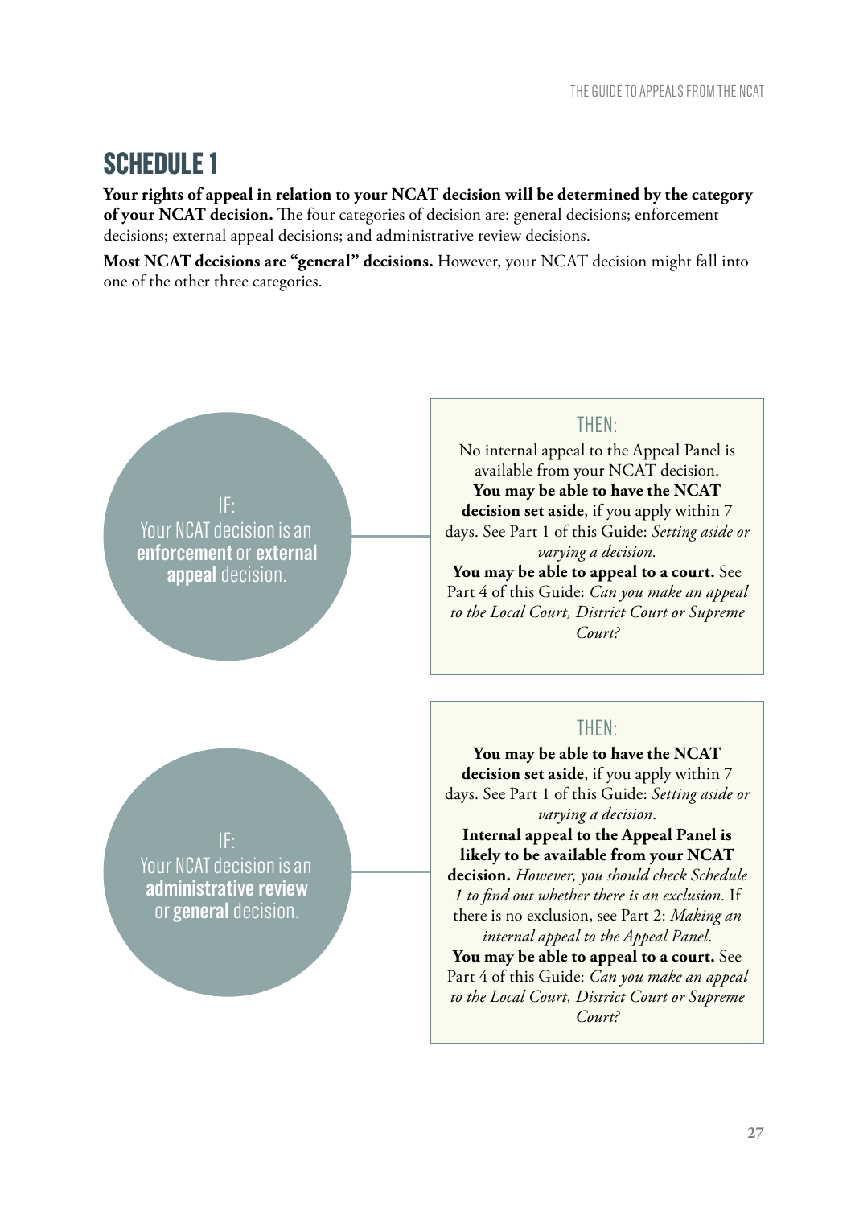# SCHEDULE 1

**Your rights of appeal in relation to your NCAT decision will be determined by the category of your NCAT decision.** The four categories of decision are: general decisions; enforcement decisions; external appeal decisions; and administrative review decisions.

**Most NCAT decisions are "general" decisions.** However, your NCAT decision might fall into one of the other three categories.

IF:
Your NCAT decision is an **enforcement** or **external appeal** decision.

THEN:
No internal appeal to the Appeal Panel is available from your NCAT decision.
**You may be able to have the NCAT decision set aside**, if you apply within 7 days. See Part 1 of this Guide: *Setting aside or varying a decision.*
**You may be able to appeal to a court.** See Part 4 of this Guide: *Can you make an appeal to the Local Court, District Court or Supreme Court?*

IF:
Your NCAT decision is an **administrative review** or **general** decision.

THEN:
**You may be able to have the NCAT decision set aside**, if you apply within 7 days. See Part 1 of this Guide: *Setting aside or varying a decision.*
**Internal appeal to the Appeal Panel is likely to be available from your NCAT decision.** *However, you should check Schedule 1 to find out whether there is an exclusion.* If there is no exclusion, see Part 2: *Making an internal appeal to the Appeal Panel.*
**You may be able to appeal to a court.** See Part 4 of this Guide: *Can you make an appeal to the Local Court, District Court or Supreme Court?*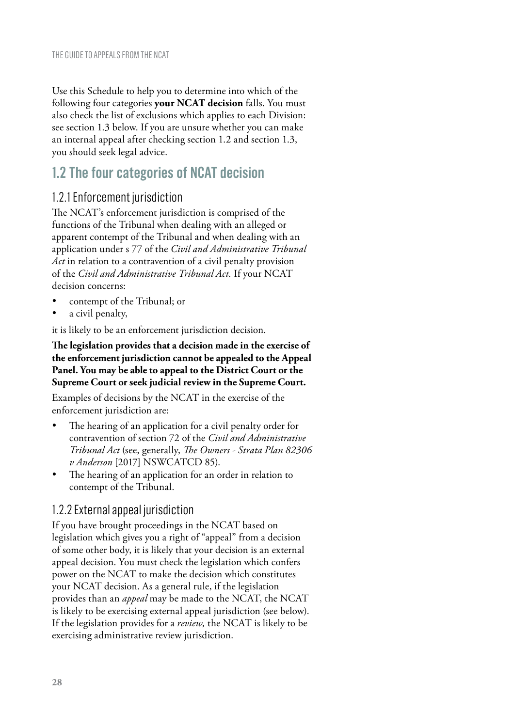Use this Schedule to help you to determine into which of the following four categories **your NCAT decision** falls. You must also check the list of exclusions which applies to each Division: see section 1.3 below. If you are unsure whether you can make an internal appeal after checking section 1.2 and section 1.3, you should seek legal advice.

## 1.2 The four categories of NCAT decision

### 1.2.1 Enforcement jurisdiction

The NCAT's enforcement jurisdiction is comprised of the functions of the Tribunal when dealing with an alleged or apparent contempt of the Tribunal and when dealing with an application under s 77 of the *Civil and Administrative Tribunal Act* in relation to a contravention of a civil penalty provision of the *Civil and Administrative Tribunal Act.* If your NCAT decision concerns:

- contempt of the Tribunal; or
- a civil penalty,

it is likely to be an enforcement jurisdiction decision.

**The legislation provides that a decision made in the exercise of the enforcement jurisdiction cannot be appealed to the Appeal Panel. You may be able to appeal to the District Court or the Supreme Court or seek judicial review in the Supreme Court.**

Examples of decisions by the NCAT in the exercise of the enforcement jurisdiction are:

- The hearing of an application for a civil penalty order for contravention of section 72 of the *Civil and Administrative Tribunal Act* (see, generally, *The Owners - Strata Plan 82306 v Anderson* [2017] NSWCATCD 85).
- The hearing of an application for an order in relation to contempt of the Tribunal.

### 1.2.2 External appeal jurisdiction

If you have brought proceedings in the NCAT based on legislation which gives you a right of "appeal" from a decision of some other body, it is likely that your decision is an external appeal decision. You must check the legislation which confers power on the NCAT to make the decision which constitutes your NCAT decision. As a general rule, if the legislation provides than an *appeal* may be made to the NCAT, the NCAT is likely to be exercising external appeal jurisdiction (see below). If the legislation provides for a *review,* the NCAT is likely to be exercising administrative review jurisdiction.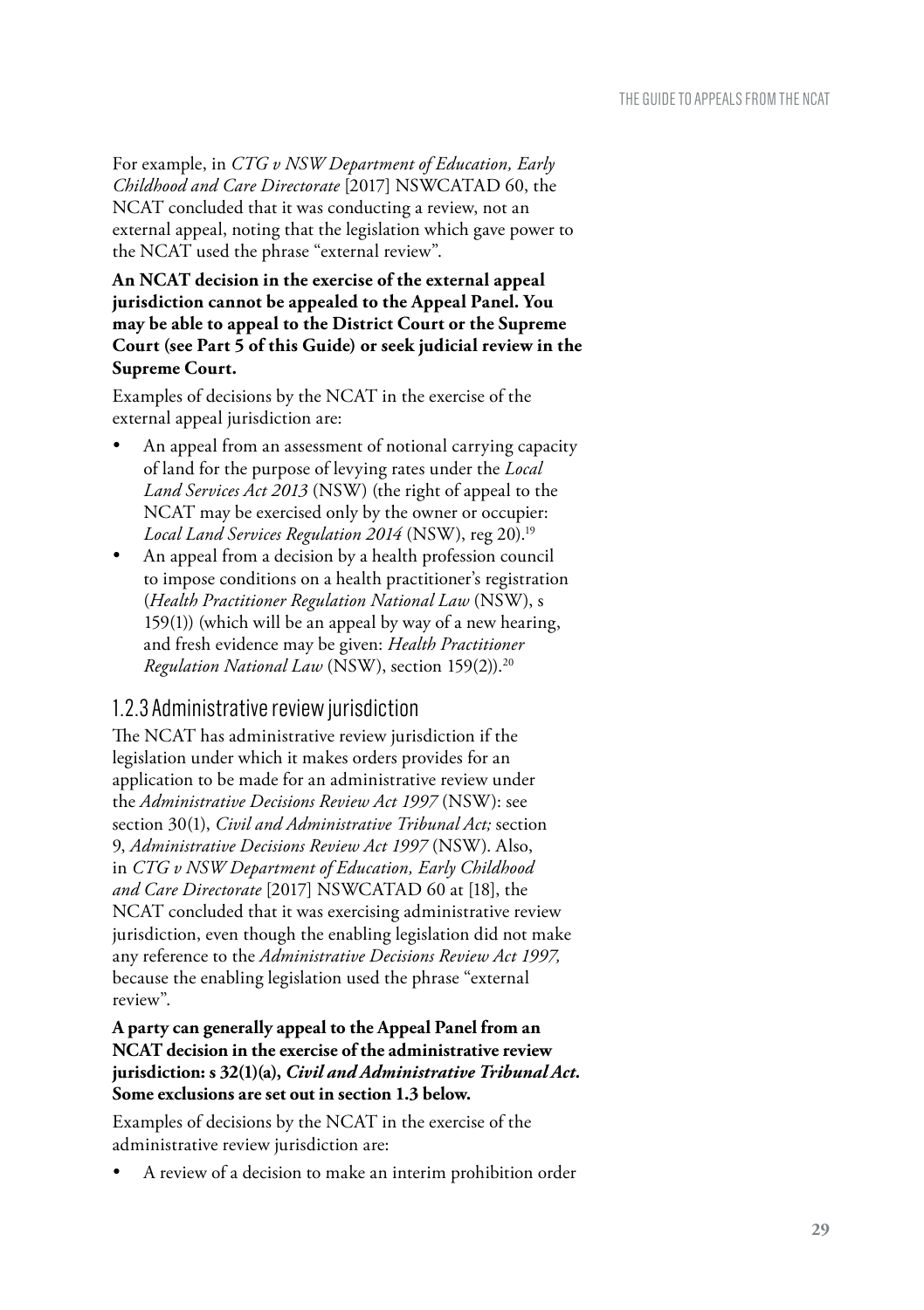For example, in *CTG v NSW Department of Education, Early Childhood and Care Directorate* [2017] NSWCATAD 60, the NCAT concluded that it was conducting a review, not an external appeal, noting that the legislation which gave power to the NCAT used the phrase "external review".

**An NCAT decision in the exercise of the external appeal jurisdiction cannot be appealed to the Appeal Panel. You may be able to appeal to the District Court or the Supreme Court (see Part 5 of this Guide) or seek judicial review in the Supreme Court.**

Examples of decisions by the NCAT in the exercise of the external appeal jurisdiction are:

- An appeal from an assessment of notional carrying capacity of land for the purpose of levying rates under the *Local Land Services Act 2013* (NSW) (the right of appeal to the NCAT may be exercised only by the owner or occupier: *Local Land Services Regulation 2014* (NSW), reg 20).[19]
- An appeal from a decision by a health profession council to impose conditions on a health practitioner's registration (*Health Practitioner Regulation National Law* (NSW), s 159(1)) (which will be an appeal by way of a new hearing, and fresh evidence may be given: *Health Practitioner Regulation National Law* (NSW), section 159(2)).[20]

### 1.2.3 Administrative review jurisdiction

The NCAT has administrative review jurisdiction if the legislation under which it makes orders provides for an application to be made for an administrative review under the *Administrative Decisions Review Act 1997* (NSW): see section 30(1), *Civil and Administrative Tribunal Act;* section 9, *Administrative Decisions Review Act 1997* (NSW). Also, in *CTG v NSW Department of Education, Early Childhood and Care Directorate* [2017] NSWCATAD 60 at [18], the NCAT concluded that it was exercising administrative review jurisdiction, even though the enabling legislation did not make any reference to the *Administrative Decisions Review Act 1997,* because the enabling legislation used the phrase "external review".

**A party can generally appeal to the Appeal Panel from an NCAT decision in the exercise of the administrative review jurisdiction: s 32(1)(a), *Civil and Administrative Tribunal Act.* Some exclusions are set out in section 1.3 below.**

Examples of decisions by the NCAT in the exercise of the administrative review jurisdiction are:

- A review of a decision to make an interim prohibition order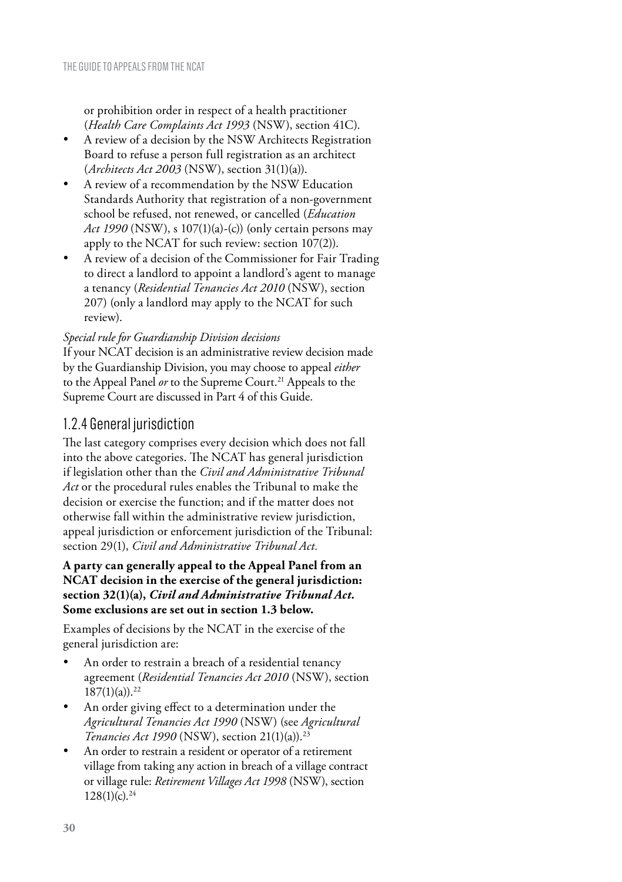or prohibition order in respect of a health practitioner (*Health Care Complaints Act 1993* (NSW), section 41C).

- A review of a decision by the NSW Architects Registration Board to refuse a person full registration as an architect (*Architects Act 2003* (NSW), section 31(1)(a)).
- A review of a recommendation by the NSW Education Standards Authority that registration of a non-government school be refused, not renewed, or cancelled (*Education Act 1990* (NSW), s 107(1)(a)-(c)) (only certain persons may apply to the NCAT for such review: section 107(2)).
- A review of a decision of the Commissioner for Fair Trading to direct a landlord to appoint a landlord's agent to manage a tenancy (*Residential Tenancies Act 2010* (NSW), section 207) (only a landlord may apply to the NCAT for such review).

*Special rule for Guardianship Division decisions*

If your NCAT decision is an administrative review decision made by the Guardianship Division, you may choose to appeal *either* to the Appeal Panel *or* to the Supreme Court.[21] Appeals to the Supreme Court are discussed in Part 4 of this Guide.

### 1.2.4 General jurisdiction

The last category comprises every decision which does not fall into the above categories. The NCAT has general jurisdiction if legislation other than the *Civil and Administrative Tribunal Act* or the procedural rules enables the Tribunal to make the decision or exercise the function; and if the matter does not otherwise fall within the administrative review jurisdiction, appeal jurisdiction or enforcement jurisdiction of the Tribunal: section 29(1), *Civil and Administrative Tribunal Act.*

**A party can generally appeal to the Appeal Panel from an NCAT decision in the exercise of the general jurisdiction: section 32(1)(a), *Civil and Administrative Tribunal Act.* Some exclusions are set out in section 1.3 below.**

Examples of decisions by the NCAT in the exercise of the general jurisdiction are:

- An order to restrain a breach of a residential tenancy agreement (*Residential Tenancies Act 2010* (NSW), section 187(1)(a)).[22]
- An order giving effect to a determination under the *Agricultural Tenancies Act 1990* (NSW) (see *Agricultural Tenancies Act 1990* (NSW), section 21(1)(a)).[23]
- An order to restrain a resident or operator of a retirement village from taking any action in breach of a village contract or village rule: *Retirement Villages Act 1998* (NSW), section 128(1)(c).[24]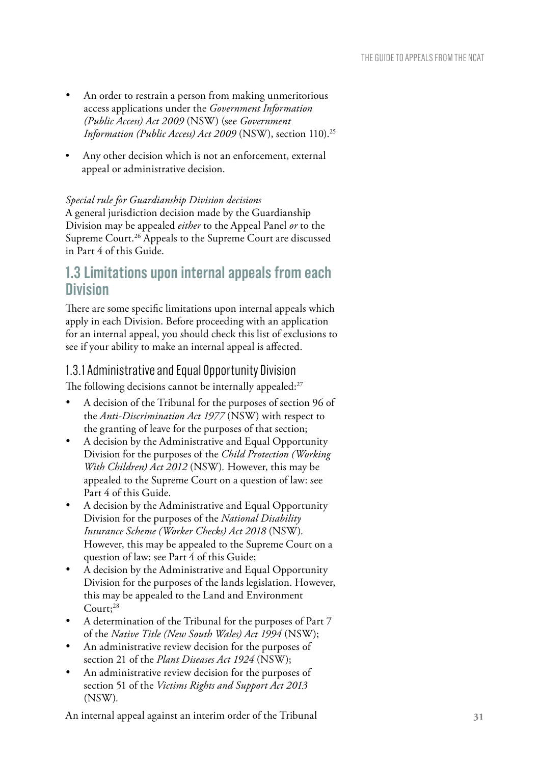- An order to restrain a person from making unmeritorious access applications under the *Government Information (Public Access) Act 2009* (NSW) (see *Government Information (Public Access) Act 2009* (NSW), section 110).[25]
- Any other decision which is not an enforcement, external appeal or administrative decision.

*Special rule for Guardianship Division decisions*

A general jurisdiction decision made by the Guardianship Division may be appealed *either* to the Appeal Panel *or* to the Supreme Court.[26] Appeals to the Supreme Court are discussed in Part 4 of this Guide.

## 1.3 Limitations upon internal appeals from each Division

There are some specific limitations upon internal appeals which apply in each Division. Before proceeding with an application for an internal appeal, you should check this list of exclusions to see if your ability to make an internal appeal is affected.

### 1.3.1 Administrative and Equal Opportunity Division

The following decisions cannot be internally appealed:[27]

- A decision of the Tribunal for the purposes of section 96 of the *Anti-Discrimination Act 1977* (NSW) with respect to the granting of leave for the purposes of that section;
- A decision by the Administrative and Equal Opportunity Division for the purposes of the *Child Protection (Working With Children) Act 2012* (NSW). However, this may be appealed to the Supreme Court on a question of law: see Part 4 of this Guide.
- A decision by the Administrative and Equal Opportunity Division for the purposes of the *National Disability Insurance Scheme (Worker Checks) Act 2018* (NSW). However, this may be appealed to the Supreme Court on a question of law: see Part 4 of this Guide;
- A decision by the Administrative and Equal Opportunity Division for the purposes of the lands legislation. However, this may be appealed to the Land and Environment Court;[28]
- A determination of the Tribunal for the purposes of Part 7 of the *Native Title (New South Wales) Act 1994* (NSW);
- An administrative review decision for the purposes of section 21 of the *Plant Diseases Act 1924* (NSW);
- An administrative review decision for the purposes of section 51 of the *Victims Rights and Support Act 2013* (NSW).

An internal appeal against an interim order of the Tribunal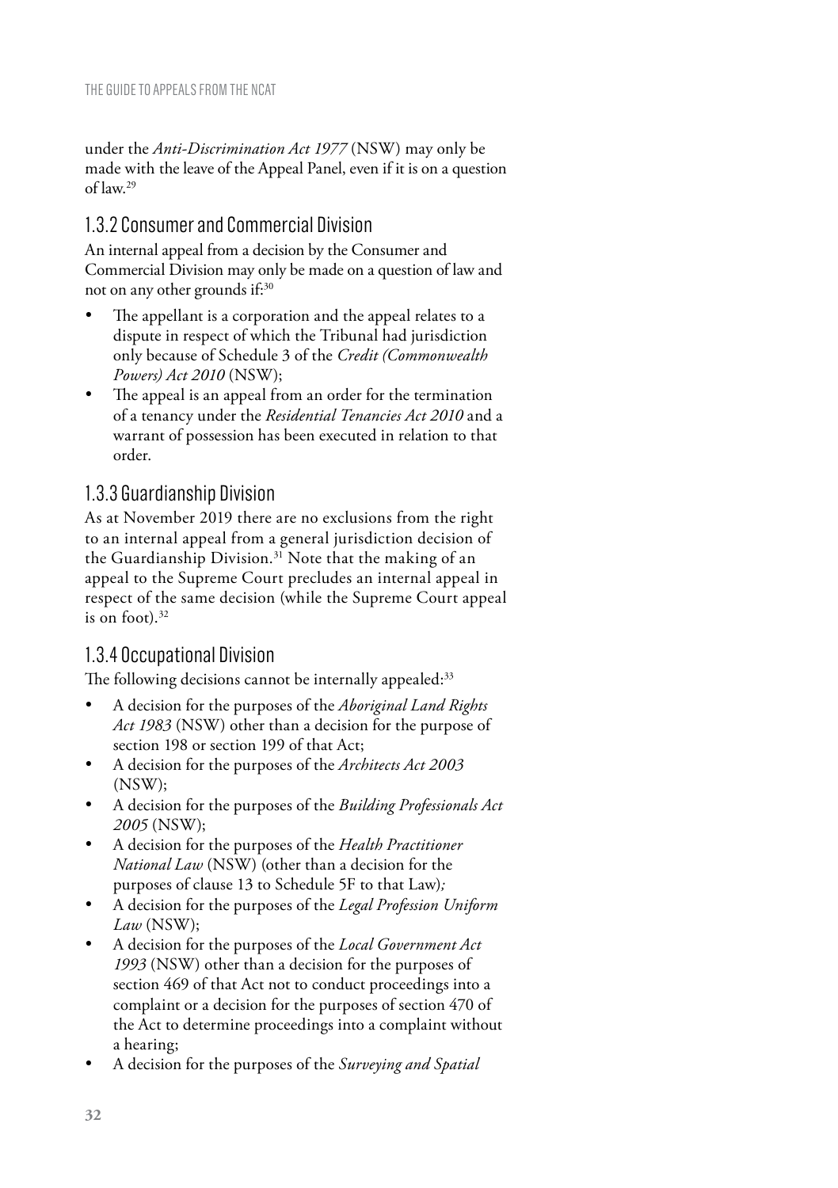under the *Anti-Discrimination Act 1977* (NSW) may only be made with the leave of the Appeal Panel, even if it is on a question of law.[29]

### 1.3.2 Consumer and Commercial Division

An internal appeal from a decision by the Consumer and Commercial Division may only be made on a question of law and not on any other grounds if:[30]

- The appellant is a corporation and the appeal relates to a dispute in respect of which the Tribunal had jurisdiction only because of Schedule 3 of the *Credit (Commonwealth Powers) Act 2010* (NSW);
- The appeal is an appeal from an order for the termination of a tenancy under the *Residential Tenancies Act 2010* and a warrant of possession has been executed in relation to that order.

### 1.3.3 Guardianship Division

As at November 2019 there are no exclusions from the right to an internal appeal from a general jurisdiction decision of the Guardianship Division.[31] Note that the making of an appeal to the Supreme Court precludes an internal appeal in respect of the same decision (while the Supreme Court appeal is on foot).[32]

### 1.3.4 Occupational Division

The following decisions cannot be internally appealed:[33]

- A decision for the purposes of the *Aboriginal Land Rights Act 1983* (NSW) other than a decision for the purpose of section 198 or section 199 of that Act;
- A decision for the purposes of the *Architects Act 2003* (NSW);
- A decision for the purposes of the *Building Professionals Act 2005* (NSW);
- A decision for the purposes of the *Health Practitioner National Law* (NSW) (other than a decision for the purposes of clause 13 to Schedule 5F to that Law);
- A decision for the purposes of the *Legal Profession Uniform Law* (NSW);
- A decision for the purposes of the *Local Government Act 1993* (NSW) other than a decision for the purposes of section 469 of that Act not to conduct proceedings into a complaint or a decision for the purposes of section 470 of the Act to determine proceedings into a complaint without a hearing;
- A decision for the purposes of the *Surveying and Spatial*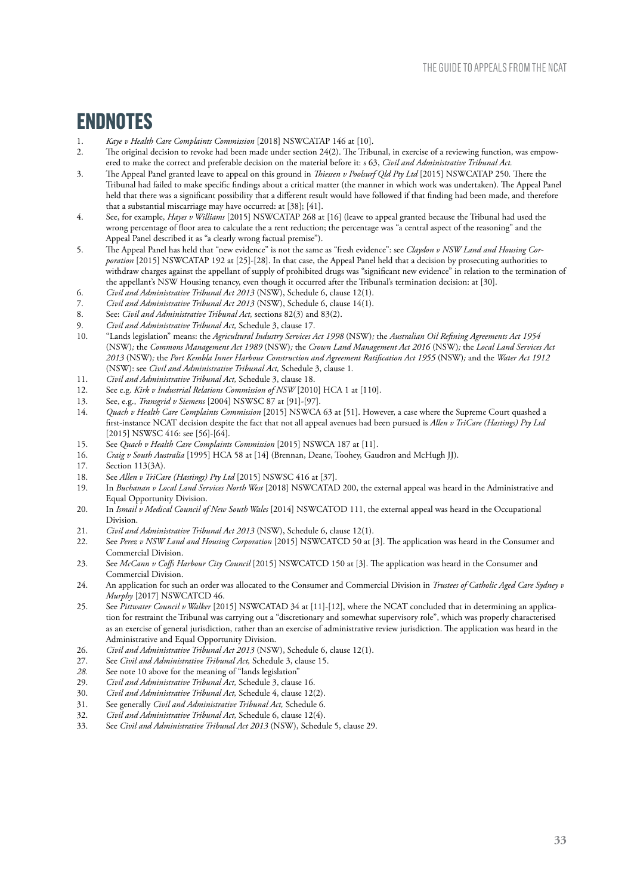# ENDNOTES

1. *Kaye v Health Care Complaints Commission* [2018] NSWCATAP 146 at [10].
2. The original decision to revoke had been made under section 24(2). The Tribunal, in exercise of a reviewing function, was empowered to make the correct and preferable decision on the material before it: s 63, *Civil and Administrative Tribunal Act.*
3. The Appeal Panel granted leave to appeal on this ground in *Thiessen v Poolsurf Qld Pty Ltd* [2015] NSWCATAP 250. There the Tribunal had failed to make specific findings about a critical matter (the manner in which work was undertaken). The Appeal Panel held that there was a significant possibility that a different result would have followed if that finding had been made, and therefore that a substantial miscarriage may have occurred: at [38]; [41].
4. See, for example, *Hayes v Williams* [2015] NSWCATAP 268 at [16] (leave to appeal granted because the Tribunal had used the wrong percentage of floor area to calculate the a rent reduction; the percentage was "a central aspect of the reasoning" and the Appeal Panel described it as "a clearly wrong factual premise").
5. The Appeal Panel has held that "new evidence" is not the same as "fresh evidence": see *Claydon v NSW Land and Housing Corporation* [2015] NSWCATAP 192 at [25]-[28]. In that case, the Appeal Panel held that a decision by prosecuting authorities to withdraw charges against the appellant of supply of prohibited drugs was "significant new evidence" in relation to the termination of the appellant's NSW Housing tenancy, even though it occurred after the Tribunal's termination decision: at [30].
6. *Civil and Administrative Tribunal Act 2013* (NSW), Schedule 6, clause 12(1).
7. *Civil and Administrative Tribunal Act 2013* (NSW), Schedule 6, clause 14(1).
8. See: *Civil and Administrative Tribunal Act,* sections 82(3) and 83(2).
9. *Civil and Administrative Tribunal Act,* Schedule 3, clause 17.
10. "Lands legislation" means: the *Agricultural Industry Services Act 1998* (NSW)*;* the *Australian Oil Refining Agreements Act 1954* (NSW)*;* the *Commons Management Act 1989* (NSW)*;* the *Crown Land Management Act 2016* (NSW)*;* the *Local Land Services Act 2013* (NSW)*;* the *Port Kembla Inner Harbour Construction and Agreement Ratification Act 1955* (NSW)*;* and the *Water Act 1912* (NSW): see *Civil and Administrative Tribunal Act,* Schedule 3, clause 1*.*
11. *Civil and Administrative Tribunal Act,* Schedule 3, clause 18.
12. See e.g. *Kirk v Industrial Relations Commission of NSW* [2010] HCA 1 at [110].
13. See, e.g., *Transgrid v Siemens* [2004] NSWSC 87 at [91]-[97].
14. *Quach v Health Care Complaints Commission* [2015] NSWCA 63 at [51]. However, a case where the Supreme Court quashed a first-instance NCAT decision despite the fact that not all appeal avenues had been pursued is *Allen v TriCare (Hastings) Pty Ltd* [2015] NSWSC 416: see [56]-[64].
15. See *Quach v Health Care Complaints Commission* [2015] NSWCA 187 at [11].
16. *Craig v South Australia* [1995] HCA 58 at [14] (Brennan, Deane, Toohey, Gaudron and McHugh JJ).
17. Section 113(3A).
18. See *Allen v TriCare (Hastings) Pty Ltd* [2015] NSWSC 416 at [37].
19. In *Buchanan v Local Land Services North West* [2018] NSWCATAD 200, the external appeal was heard in the Administrative and Equal Opportunity Division.
20. In *Ismail v Medical Council of New South Wales* [2014] NSWCATOD 111, the external appeal was heard in the Occupational Division.
21. *Civil and Administrative Tribunal Act 2013* (NSW), Schedule 6, clause 12(1).
22. See *Perez v NSW Land and Housing Corporation* [2015] NSWCATCD 50 at [3]. The application was heard in the Consumer and Commercial Division.
23. See *McCann v Coffs Harbour City Council* [2015] NSWCATCD 150 at [3]. The application was heard in the Consumer and Commercial Division.
24. An application for such an order was allocated to the Consumer and Commercial Division in *Trustees of Catholic Aged Care Sydney v Murphy* [2017] NSWCATCD 46.
25. See *Pittwater Council v Walker* [2015] NSWCATAD 34 at [11]-[12], where the NCAT concluded that in determining an application for restraint the Tribunal was carrying out a "discretionary and somewhat supervisory role", which was properly characterised as an exercise of general jurisdiction, rather than an exercise of administrative review jurisdiction. The application was heard in the Administrative and Equal Opportunity Division.
26. *Civil and Administrative Tribunal Act 2013* (NSW), Schedule 6, clause 12(1).
27. See *Civil and Administrative Tribunal Act,* Schedule 3, clause 15.
28. See note 10 above for the meaning of "lands legislation"
29. *Civil and Administrative Tribunal Act,* Schedule 3, clause 16.
30. *Civil and Administrative Tribunal Act,* Schedule 4, clause 12(2).
31. See generally *Civil and Administrative Tribunal Act,* Schedule 6.
32. *Civil and Administrative Tribunal Act,* Schedule 6, clause 12(4).
33. See *Civil and Administrative Tribunal Act 2013* (NSW), Schedule 5, clause 29.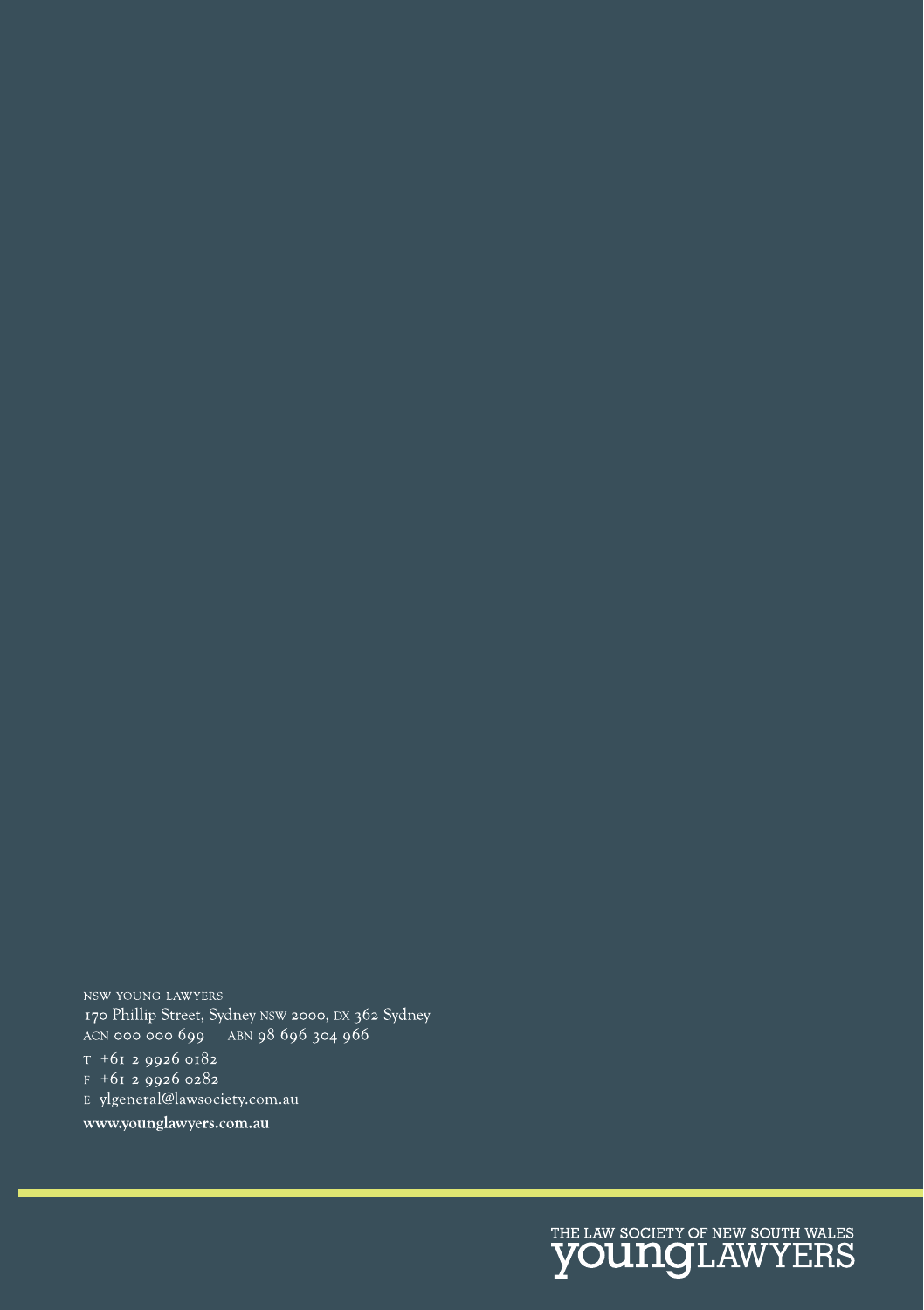NSW YOUNG LAWYERS

170 Phillip Street, Sydney NSW 2000, DX 362 Sydney

ACN 000 000 699 ABN 98 696 304 966

T +61 2 9926 0182

F +61 2 9926 0282

E ylgeneral@lawsociety.com.au

**www.younglawyers.com.au**

THE LAW SOCIETY OF NEW SOUTH WALES

youngLAWYERS